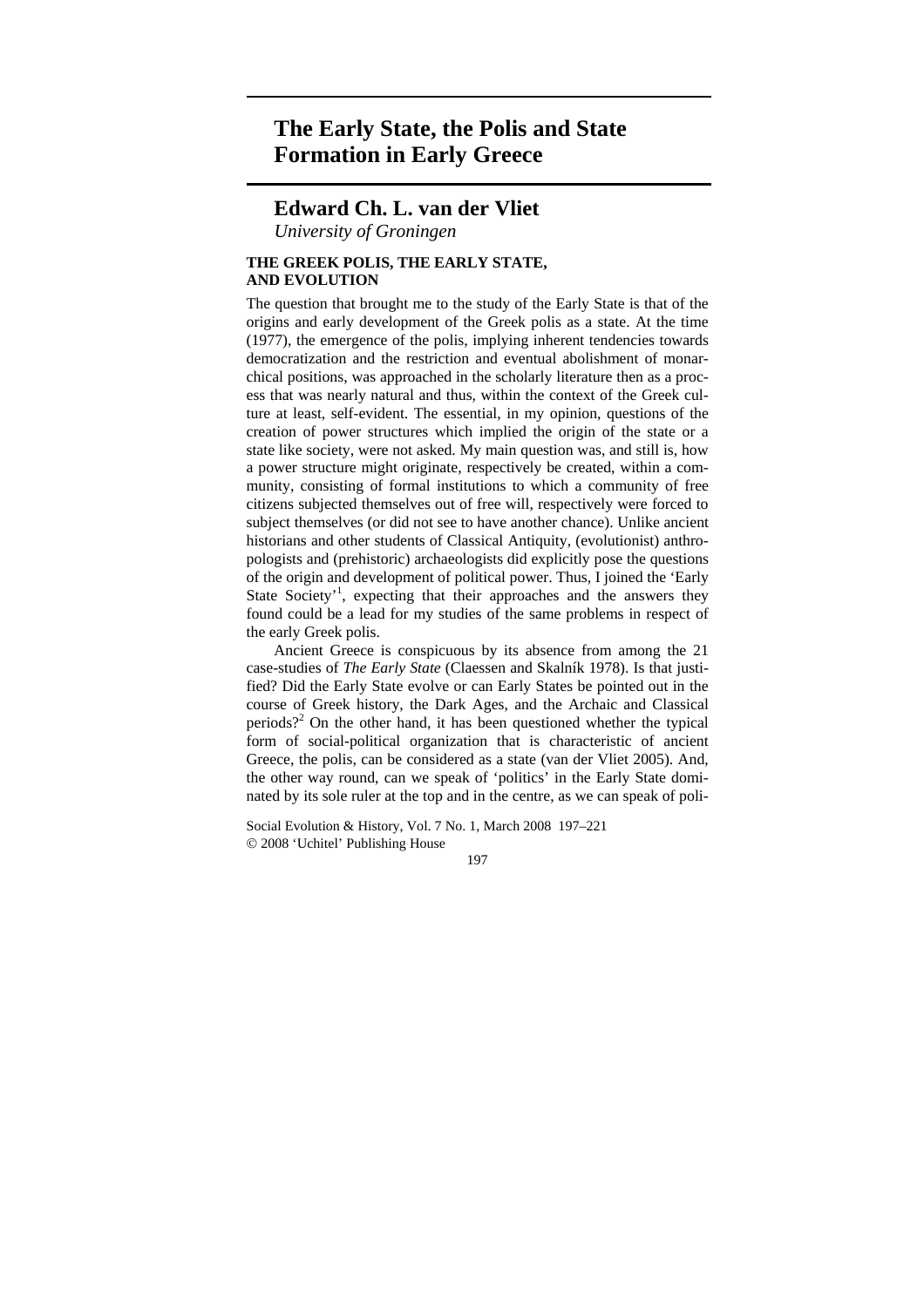# The Early State, the Polis and State Formation in Early Greece

## Edward Ch. L. van der Vliet

*University of Groningen*

### THE GREEK POLIS, THE EARLY STATE, AND EVOLUTION

The question that brought me to the study of the Early State is that of the origins and early development of the Greek polis as a state. At the time (1977), the emergence of the polis, implying inherent tendencies towards democratization and the restriction and eventual abolishment of monarchical positions, was approached in the scholarly literature then as a process that was nearly natural and thus, within the context of the Greek culture at least, self-evident. The essential, in my opinion, questions of the creation of power structures which implied the origin of the state or a state like society, were not asked. My main question was, and still is, how a power structure might originate, respectively be created, within a community, consisting of formal institutions to which a community of free citizens subjected themselves out of free will, respectively were forced to subject themselves (or did not see to have another chance). Unlike ancient historians and other students of Classical Antiquity, (evolutionist) anthropologists and (prehistoric) archaeologists did explicitly pose the questions of the origin and development of political power. Thus, I joined the 'Early State Society'[1], expecting that their approaches and the answers they found could be a lead for my studies of the same problems in respect of the early Greek polis.

Ancient Greece is conspicuous by its absence from among the 21 case-studies of *The Early State* (Claessen and Skalník 1978). Is that justified? Did the Early State evolve or can Early States be pointed out in the course of Greek history, the Dark Ages, and the Archaic and Classical periods?[2] On the other hand, it has been questioned whether the typical form of social-political organization that is characteristic of ancient Greece, the polis, can be considered as a state (van der Vliet 2005). And, the other way round, can we speak of 'politics' in the Early State dominated by its sole ruler at the top and in the centre, as we can speak of poli-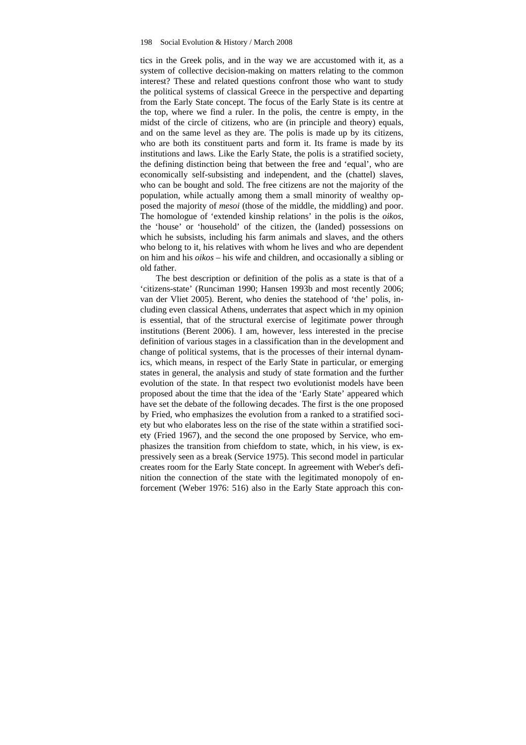tics in the Greek polis, and in the way we are accustomed with it, as a system of collective decision-making on matters relating to the common interest? These and related questions confront those who want to study the political systems of classical Greece in the perspective and departing from the Early State concept. The focus of the Early State is its centre at the top, where we find a ruler. In the polis, the centre is empty, in the midst of the circle of citizens, who are (in principle and theory) equals, and on the same level as they are. The polis is made up by its citizens, who are both its constituent parts and form it. Its frame is made by its institutions and laws. Like the Early State, the polis is a stratified society, the defining distinction being that between the free and 'equal', who are economically self-subsisting and independent, and the (chattel) slaves, who can be bought and sold. The free citizens are not the majority of the population, while actually among them a small minority of wealthy opposed the majority of *mesoi* (those of the middle, the middling) and poor. The homologue of 'extended kinship relations' in the polis is the *oikos*, the 'house' or 'household' of the citizen, the (landed) possessions on which he subsists, including his farm animals and slaves, and the others who belong to it, his relatives with whom he lives and who are dependent on him and his *oikos* – his wife and children, and occasionally a sibling or old father.

The best description or definition of the polis as a state is that of a 'citizens-state' (Runciman 1990; Hansen 1993b and most recently 2006; van der Vliet 2005). Berent, who denies the statehood of 'the' polis, including even classical Athens, underrates that aspect which in my opinion is essential, that of the structural exercise of legitimate power through institutions (Berent 2006). I am, however, less interested in the precise definition of various stages in a classification than in the development and change of political systems, that is the processes of their internal dynamics, which means, in respect of the Early State in particular, or emerging states in general, the analysis and study of state formation and the further evolution of the state. In that respect two evolutionist models have been proposed about the time that the idea of the 'Early State' appeared which have set the debate of the following decades. The first is the one proposed by Fried, who emphasizes the evolution from a ranked to a stratified society but who elaborates less on the rise of the state within a stratified society (Fried 1967), and the second the one proposed by Service, who emphasizes the transition from chiefdom to state, which, in his view, is expressively seen as a break (Service 1975). This second model in particular creates room for the Early State concept. In agreement with Weber's definition the connection of the state with the legitimated monopoly of enforcement (Weber 1976: 516) also in the Early State approach this con-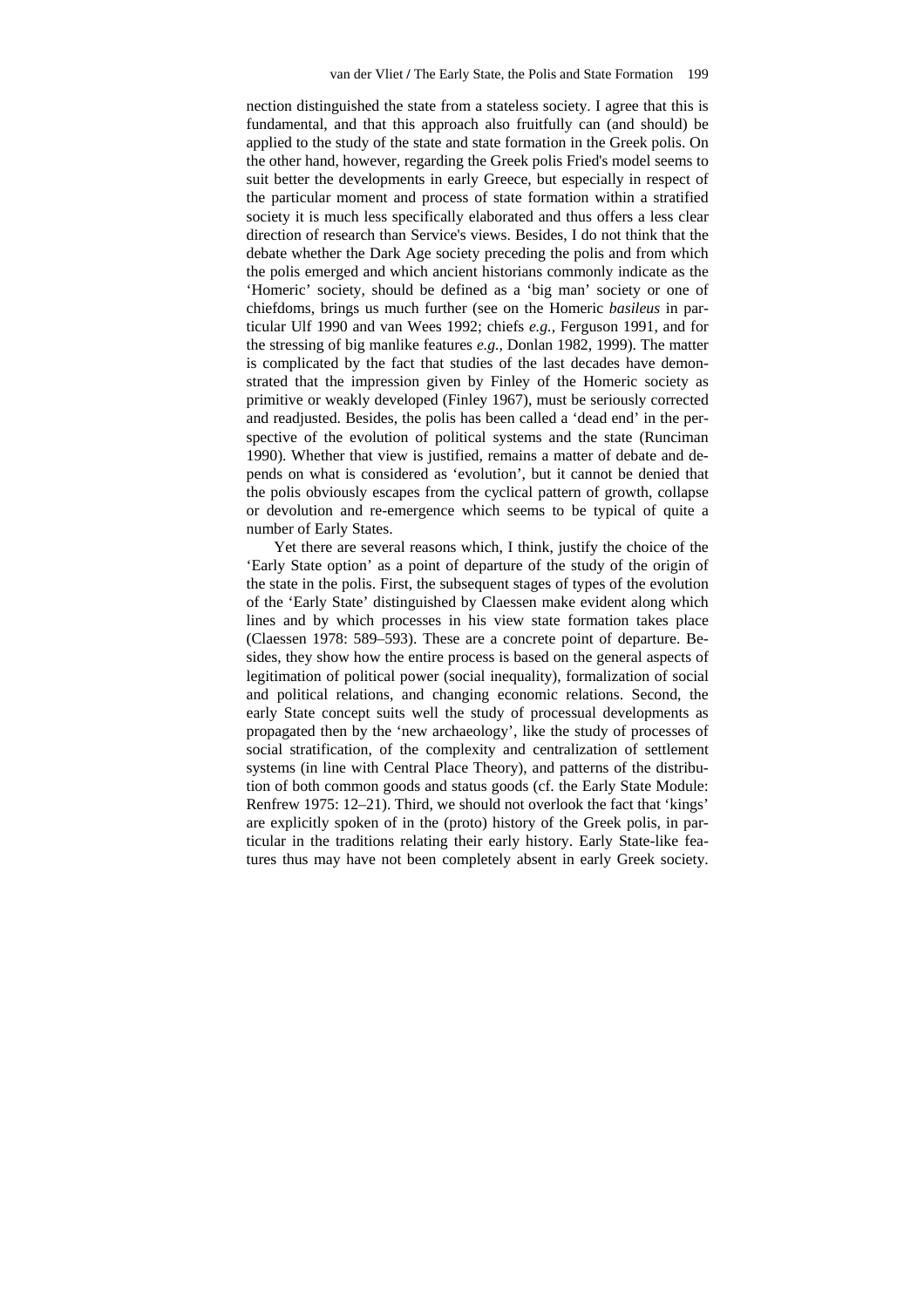nection distinguished the state from a stateless society. I agree that this is fundamental, and that this approach also fruitfully can (and should) be applied to the study of the state and state formation in the Greek polis. On the other hand, however, regarding the Greek polis Fried's model seems to suit better the developments in early Greece, but especially in respect of the particular moment and process of state formation within a stratified society it is much less specifically elaborated and thus offers a less clear direction of research than Service's views. Besides, I do not think that the debate whether the Dark Age society preceding the polis and from which the polis emerged and which ancient historians commonly indicate as the 'Homeric' society, should be defined as a 'big man' society or one of chiefdoms, brings us much further (see on the Homeric *basileus* in particular Ulf 1990 and van Wees 1992; chiefs *e.g.*, Ferguson 1991, and for the stressing of big manlike features *e.g.*, Donlan 1982, 1999). The matter is complicated by the fact that studies of the last decades have demonstrated that the impression given by Finley of the Homeric society as primitive or weakly developed (Finley 1967), must be seriously corrected and readjusted. Besides, the polis has been called a 'dead end' in the perspective of the evolution of political systems and the state (Runciman 1990). Whether that view is justified, remains a matter of debate and depends on what is considered as 'evolution', but it cannot be denied that the polis obviously escapes from the cyclical pattern of growth, collapse or devolution and re-emergence which seems to be typical of quite a number of Early States.

Yet there are several reasons which, I think, justify the choice of the 'Early State option' as a point of departure of the study of the origin of the state in the polis. First, the subsequent stages of types of the evolution of the 'Early State' distinguished by Claessen make evident along which lines and by which processes in his view state formation takes place (Claessen 1978: 589–593). These are a concrete point of departure. Besides, they show how the entire process is based on the general aspects of legitimation of political power (social inequality), formalization of social and political relations, and changing economic relations. Second, the early State concept suits well the study of processual developments as propagated then by the 'new archaeology', like the study of processes of social stratification, of the complexity and centralization of settlement systems (in line with Central Place Theory), and patterns of the distribution of both common goods and status goods (cf. the Early State Module: Renfrew 1975: 12–21). Third, we should not overlook the fact that 'kings' are explicitly spoken of in the (proto) history of the Greek polis, in particular in the traditions relating their early history. Early State-like features thus may have not been completely absent in early Greek society.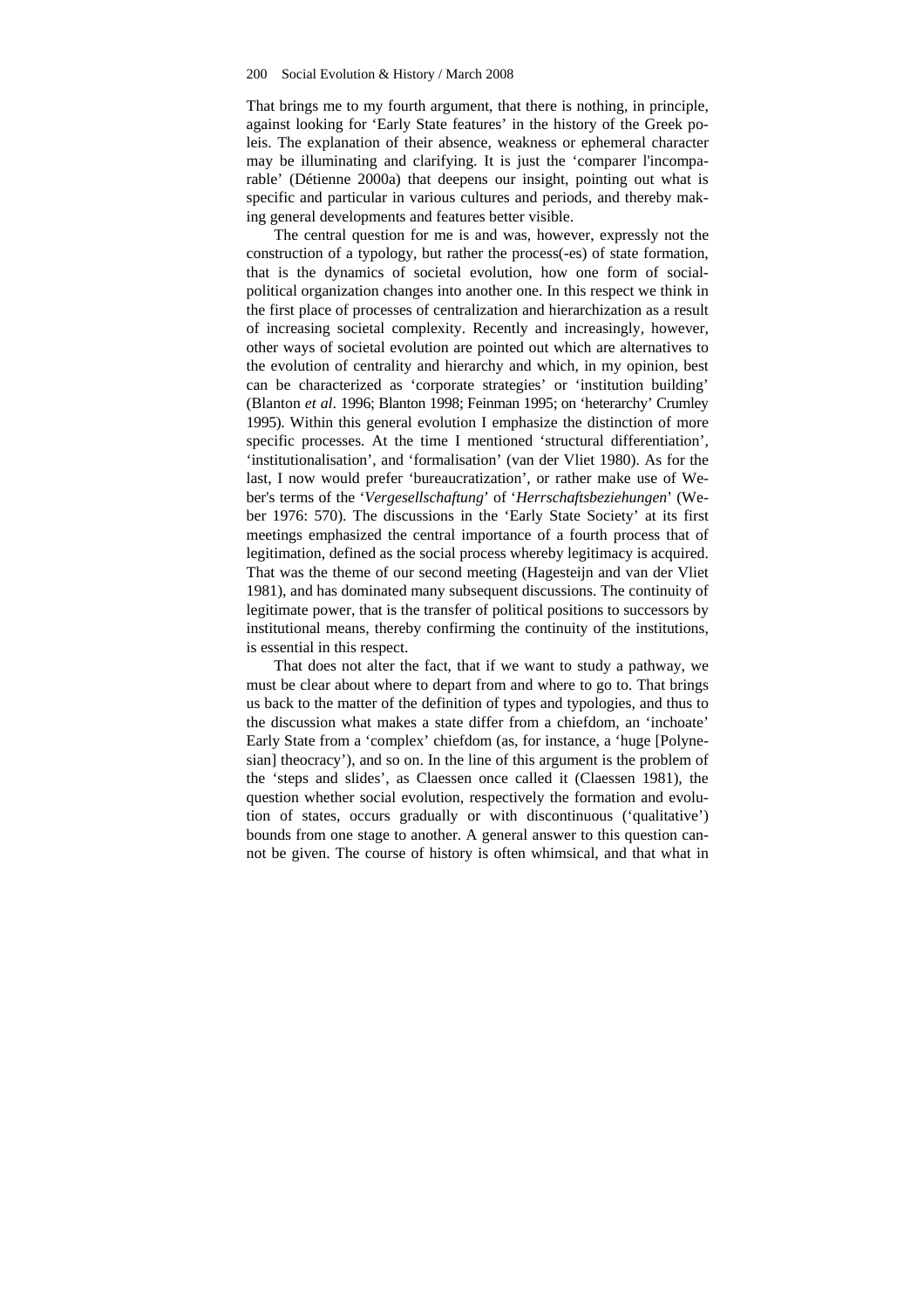That brings me to my fourth argument, that there is nothing, in principle, against looking for 'Early State features' in the history of the Greek poleis. The explanation of their absence, weakness or ephemeral character may be illuminating and clarifying. It is just the 'comparer l'incomparable' (Détienne 2000a) that deepens our insight, pointing out what is specific and particular in various cultures and periods, and thereby making general developments and features better visible.

The central question for me is and was, however, expressly not the construction of a typology, but rather the process(-es) of state formation, that is the dynamics of societal evolution, how one form of social-political organization changes into another one. In this respect we think in the first place of processes of centralization and hierarchization as a result of increasing societal complexity. Recently and increasingly, however, other ways of societal evolution are pointed out which are alternatives to the evolution of centrality and hierarchy and which, in my opinion, best can be characterized as 'corporate strategies' or 'institution building' (Blanton *et al*. 1996; Blanton 1998; Feinman 1995; on 'heterarchy' Crumley 1995). Within this general evolution I emphasize the distinction of more specific processes. At the time I mentioned 'structural differentiation', 'institutionalisation', and 'formalisation' (van der Vliet 1980). As for the last, I now would prefer 'bureaucratization', or rather make use of Weber's terms of the '*Vergesellschaftung*' of '*Herrschaftsbeziehungen*' (Weber 1976: 570). The discussions in the 'Early State Society' at its first meetings emphasized the central importance of a fourth process that of legitimation, defined as the social process whereby legitimacy is acquired. That was the theme of our second meeting (Hagesteijn and van der Vliet 1981), and has dominated many subsequent discussions. The continuity of legitimate power, that is the transfer of political positions to successors by institutional means, thereby confirming the continuity of the institutions, is essential in this respect.

That does not alter the fact, that if we want to study a pathway, we must be clear about where to depart from and where to go to. That brings us back to the matter of the definition of types and typologies, and thus to the discussion what makes a state differ from a chiefdom, an 'inchoate' Early State from a 'complex' chiefdom (as, for instance, a 'huge [Polynesian] theocracy'), and so on. In the line of this argument is the problem of the 'steps and slides', as Claessen once called it (Claessen 1981), the question whether social evolution, respectively the formation and evolution of states, occurs gradually or with discontinuous ('qualitative') bounds from one stage to another. A general answer to this question cannot be given. The course of history is often whimsical, and that what in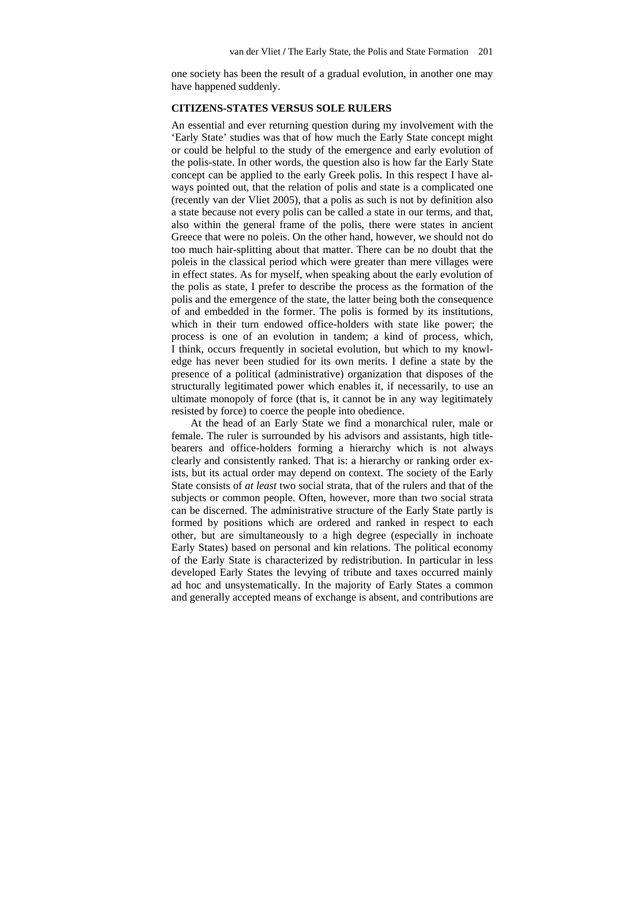one society has been the result of a gradual evolution, in another one may have happened suddenly.

## CITIZENS-STATES VERSUS SOLE RULERS

An essential and ever returning question during my involvement with the 'Early State' studies was that of how much the Early State concept might or could be helpful to the study of the emergence and early evolution of the polis-state. In other words, the question also is how far the Early State concept can be applied to the early Greek polis. In this respect I have always pointed out, that the relation of polis and state is a complicated one (recently van der Vliet 2005), that a polis as such is not by definition also a state because not every polis can be called a state in our terms, and that, also within the general frame of the polis, there were states in ancient Greece that were no poleis. On the other hand, however, we should not do too much hair-splitting about that matter. There can be no doubt that the poleis in the classical period which were greater than mere villages were in effect states. As for myself, when speaking about the early evolution of the polis as state, I prefer to describe the process as the formation of the polis and the emergence of the state, the latter being both the consequence of and embedded in the former. The polis is formed by its institutions, which in their turn endowed office-holders with state like power; the process is one of an evolution in tandem; a kind of process, which, I think, occurs frequently in societal evolution, but which to my knowledge has never been studied for its own merits. I define a state by the presence of a political (administrative) organization that disposes of the structurally legitimated power which enables it, if necessarily, to use an ultimate monopoly of force (that is, it cannot be in any way legitimately resisted by force) to coerce the people into obedience.

At the head of an Early State we find a monarchical ruler, male or female. The ruler is surrounded by his advisors and assistants, high title-bearers and office-holders forming a hierarchy which is not always clearly and consistently ranked. That is: a hierarchy or ranking order exists, but its actual order may depend on context. The society of the Early State consists of *at least* two social strata, that of the rulers and that of the subjects or common people. Often, however, more than two social strata can be discerned. The administrative structure of the Early State partly is formed by positions which are ordered and ranked in respect to each other, but are simultaneously to a high degree (especially in inchoate Early States) based on personal and kin relations. The political economy of the Early State is characterized by redistribution. In particular in less developed Early States the levying of tribute and taxes occurred mainly ad hoc and unsystematically. In the majority of Early States a common and generally accepted means of exchange is absent, and contributions are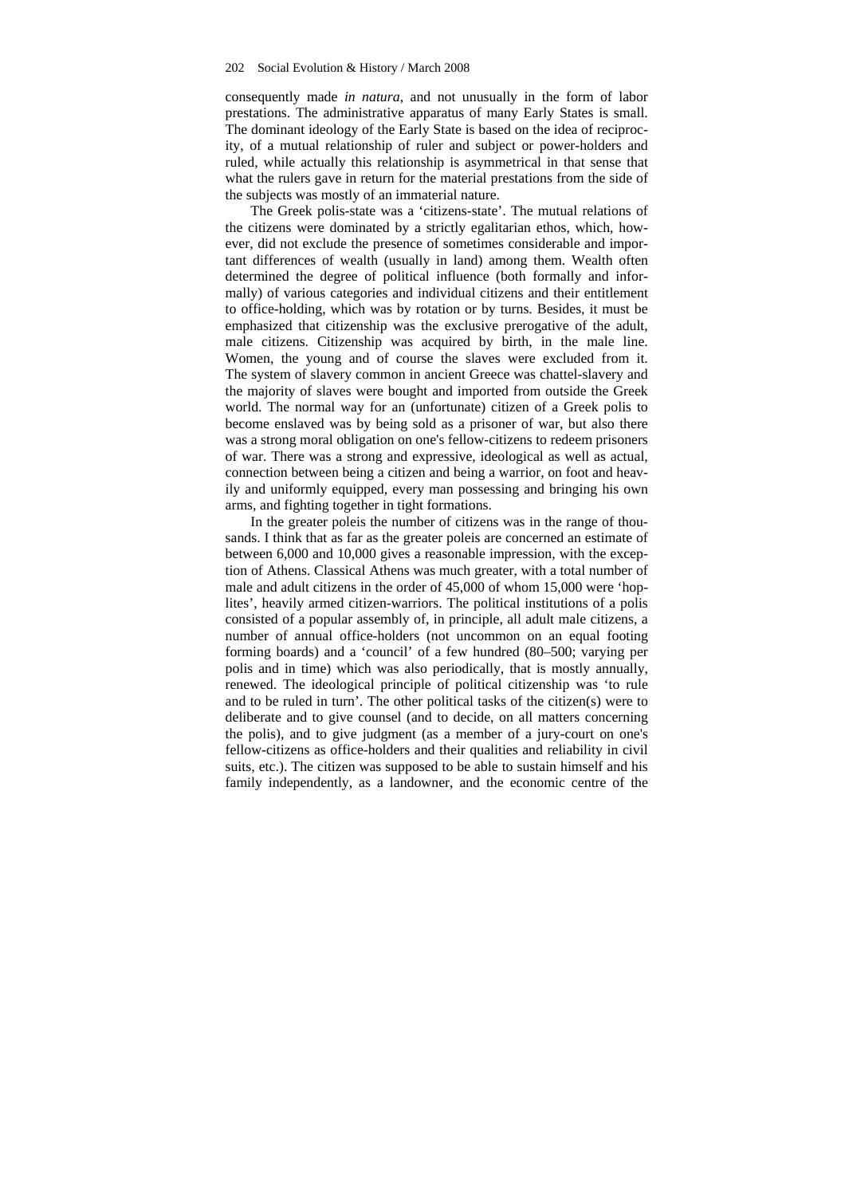consequently made *in natura*, and not unusually in the form of labor prestations. The administrative apparatus of many Early States is small. The dominant ideology of the Early State is based on the idea of reciprocity, of a mutual relationship of ruler and subject or power-holders and ruled, while actually this relationship is asymmetrical in that sense that what the rulers gave in return for the material prestations from the side of the subjects was mostly of an immaterial nature.

The Greek polis-state was a 'citizens-state'. The mutual relations of the citizens were dominated by a strictly egalitarian ethos, which, however, did not exclude the presence of sometimes considerable and important differences of wealth (usually in land) among them. Wealth often determined the degree of political influence (both formally and informally) of various categories and individual citizens and their entitlement to office-holding, which was by rotation or by turns. Besides, it must be emphasized that citizenship was the exclusive prerogative of the adult, male citizens. Citizenship was acquired by birth, in the male line. Women, the young and of course the slaves were excluded from it. The system of slavery common in ancient Greece was chattel-slavery and the majority of slaves were bought and imported from outside the Greek world. The normal way for an (unfortunate) citizen of a Greek polis to become enslaved was by being sold as a prisoner of war, but also there was a strong moral obligation on one's fellow-citizens to redeem prisoners of war. There was a strong and expressive, ideological as well as actual, connection between being a citizen and being a warrior, on foot and heavily and uniformly equipped, every man possessing and bringing his own arms, and fighting together in tight formations.

In the greater poleis the number of citizens was in the range of thousands. I think that as far as the greater poleis are concerned an estimate of between 6,000 and 10,000 gives a reasonable impression, with the exception of Athens. Classical Athens was much greater, with a total number of male and adult citizens in the order of 45,000 of whom 15,000 were 'hoplites', heavily armed citizen-warriors. The political institutions of a polis consisted of a popular assembly of, in principle, all adult male citizens, a number of annual office-holders (not uncommon on an equal footing forming boards) and a 'council' of a few hundred (80–500; varying per polis and in time) which was also periodically, that is mostly annually, renewed. The ideological principle of political citizenship was 'to rule and to be ruled in turn'. The other political tasks of the citizen(s) were to deliberate and to give counsel (and to decide, on all matters concerning the polis), and to give judgment (as a member of a jury-court on one's fellow-citizens as office-holders and their qualities and reliability in civil suits, etc.). The citizen was supposed to be able to sustain himself and his family independently, as a landowner, and the economic centre of the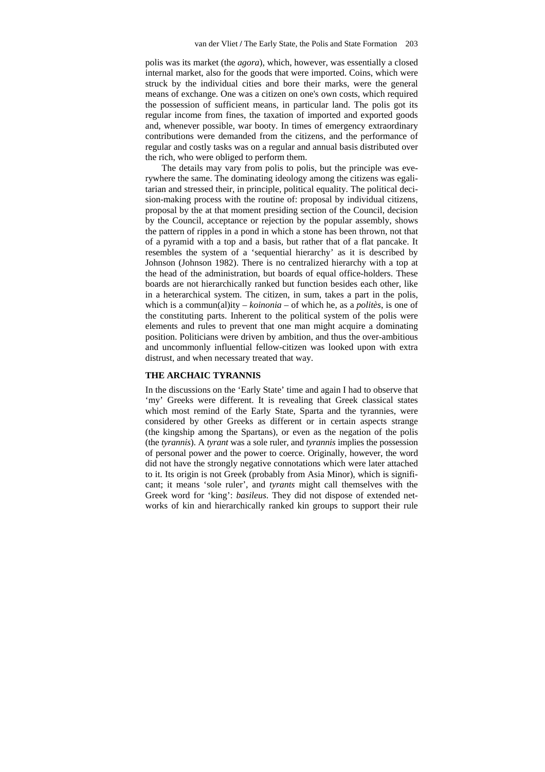polis was its market (the *agora*), which, however, was essentially a closed internal market, also for the goods that were imported. Coins, which were struck by the individual cities and bore their marks, were the general means of exchange. One was a citizen on one's own costs, which required the possession of sufficient means, in particular land. The polis got its regular income from fines, the taxation of imported and exported goods and, whenever possible, war booty. In times of emergency extraordinary contributions were demanded from the citizens, and the performance of regular and costly tasks was on a regular and annual basis distributed over the rich, who were obliged to perform them.

The details may vary from polis to polis, but the principle was everywhere the same. The dominating ideology among the citizens was egalitarian and stressed their, in principle, political equality. The political decision-making process with the routine of: proposal by individual citizens, proposal by the at that moment presiding section of the Council, decision by the Council, acceptance or rejection by the popular assembly, shows the pattern of ripples in a pond in which a stone has been thrown, not that of a pyramid with a top and a basis, but rather that of a flat pancake. It resembles the system of a 'sequential hierarchy' as it is described by Johnson (Johnson 1982). There is no centralized hierarchy with a top at the head of the administration, but boards of equal office-holders. These boards are not hierarchically ranked but function besides each other, like in a heterarchical system. The citizen, in sum, takes a part in the polis, which is a commun(al)ity – *koinonia* – of which he, as a *politès*, is one of the constituting parts. Inherent to the political system of the polis were elements and rules to prevent that one man might acquire a dominating position. Politicians were driven by ambition, and thus the over-ambitious and uncommonly influential fellow-citizen was looked upon with extra distrust, and when necessary treated that way.

## THE ARCHAIC TYRANNIS

In the discussions on the 'Early State' time and again I had to observe that 'my' Greeks were different. It is revealing that Greek classical states which most remind of the Early State, Sparta and the tyrannies, were considered by other Greeks as different or in certain aspects strange (the kingship among the Spartans), or even as the negation of the polis (the *tyrannis*). A *tyrant* was a sole ruler, and *tyrannis* implies the possession of personal power and the power to coerce. Originally, however, the word did not have the strongly negative connotations which were later attached to it. Its origin is not Greek (probably from Asia Minor), which is significant; it means 'sole ruler', and *tyrants* might call themselves with the Greek word for 'king': *basileus*. They did not dispose of extended networks of kin and hierarchically ranked kin groups to support their rule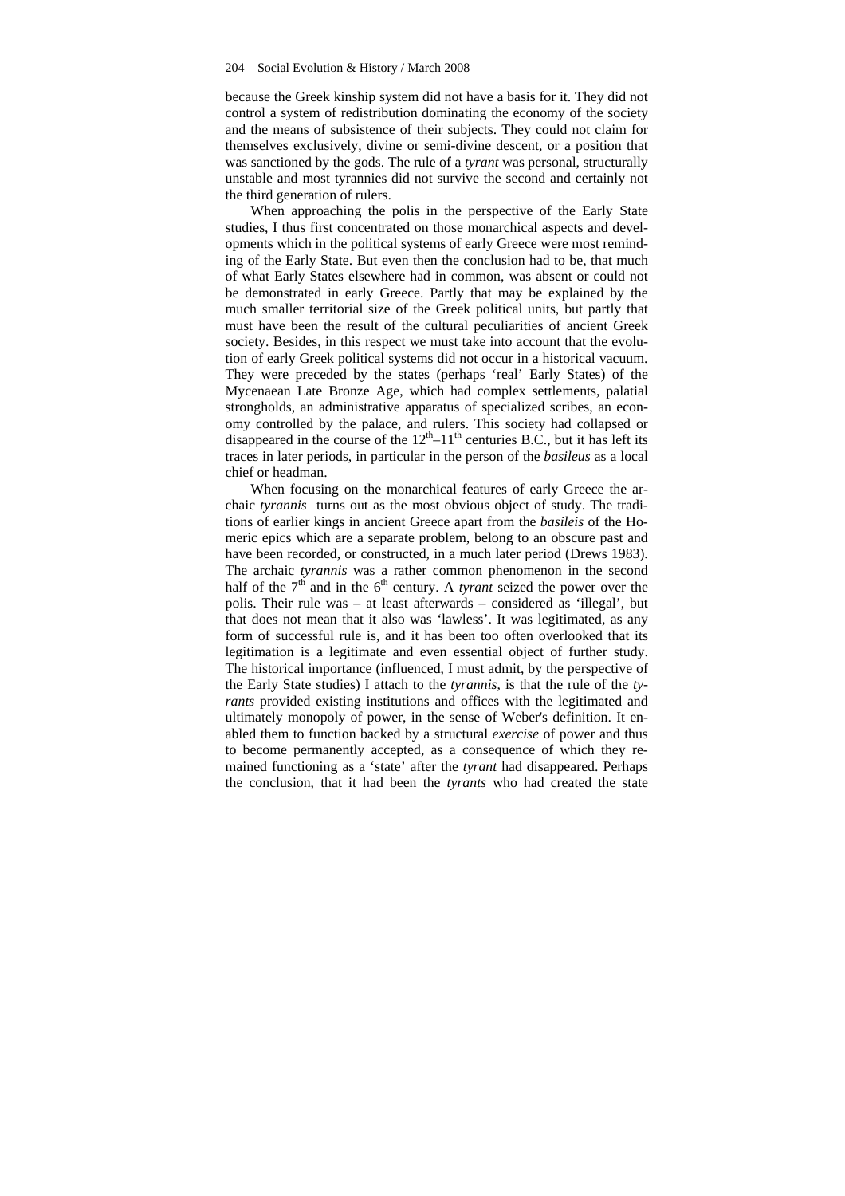because the Greek kinship system did not have a basis for it. They did not control a system of redistribution dominating the economy of the society and the means of subsistence of their subjects. They could not claim for themselves exclusively, divine or semi-divine descent, or a position that was sanctioned by the gods. The rule of a *tyrant* was personal, structurally unstable and most tyrannies did not survive the second and certainly not the third generation of rulers.

When approaching the polis in the perspective of the Early State studies, I thus first concentrated on those monarchical aspects and developments which in the political systems of early Greece were most reminding of the Early State. But even then the conclusion had to be, that much of what Early States elsewhere had in common, was absent or could not be demonstrated in early Greece. Partly that may be explained by the much smaller territorial size of the Greek political units, but partly that must have been the result of the cultural peculiarities of ancient Greek society. Besides, in this respect we must take into account that the evolution of early Greek political systems did not occur in a historical vacuum. They were preceded by the states (perhaps 'real' Early States) of the Mycenaean Late Bronze Age, which had complex settlements, palatial strongholds, an administrative apparatus of specialized scribes, an economy controlled by the palace, and rulers. This society had collapsed or disappeared in the course of the 12th–11th centuries B.C., but it has left its traces in later periods, in particular in the person of the *basileus* as a local chief or headman.

When focusing on the monarchical features of early Greece the archaic *tyrannis* turns out as the most obvious object of study. The traditions of earlier kings in ancient Greece apart from the *basileis* of the Homeric epics which are a separate problem, belong to an obscure past and have been recorded, or constructed, in a much later period (Drews 1983). The archaic *tyrannis* was a rather common phenomenon in the second half of the 7th and in the 6th century. A *tyrant* seized the power over the polis. Their rule was – at least afterwards – considered as 'illegal', but that does not mean that it also was 'lawless'. It was legitimated, as any form of successful rule is, and it has been too often overlooked that its legitimation is a legitimate and even essential object of further study. The historical importance (influenced, I must admit, by the perspective of the Early State studies) I attach to the *tyrannis*, is that the rule of the *tyrants* provided existing institutions and offices with the legitimated and ultimately monopoly of power, in the sense of Weber's definition. It enabled them to function backed by a structural *exercise* of power and thus to become permanently accepted, as a consequence of which they remained functioning as a 'state' after the *tyrant* had disappeared. Perhaps the conclusion, that it had been the *tyrants* who had created the state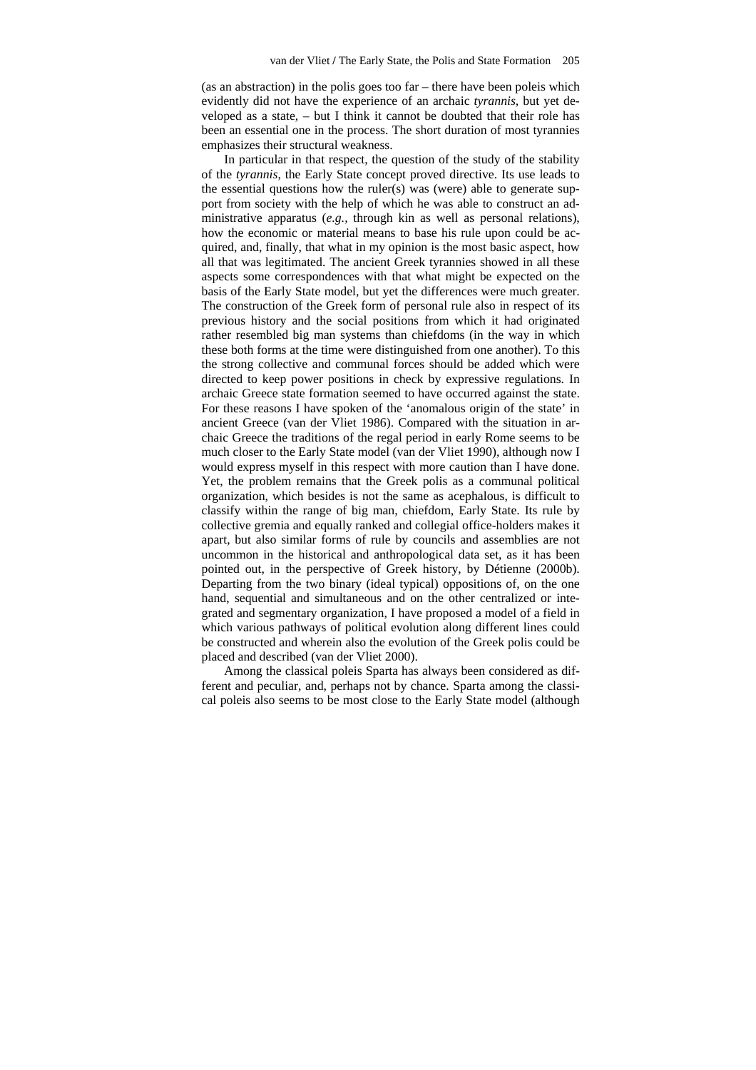(as an abstraction) in the polis goes too far – there have been poleis which evidently did not have the experience of an archaic *tyrannis*, but yet developed as a state, – but I think it cannot be doubted that their role has been an essential one in the process. The short duration of most tyrannies emphasizes their structural weakness.

In particular in that respect, the question of the study of the stability of the *tyrannis*, the Early State concept proved directive. Its use leads to the essential questions how the ruler(s) was (were) able to generate support from society with the help of which he was able to construct an administrative apparatus (*e.g.,* through kin as well as personal relations), how the economic or material means to base his rule upon could be acquired, and, finally, that what in my opinion is the most basic aspect, how all that was legitimated. The ancient Greek tyrannies showed in all these aspects some correspondences with that what might be expected on the basis of the Early State model, but yet the differences were much greater. The construction of the Greek form of personal rule also in respect of its previous history and the social positions from which it had originated rather resembled big man systems than chiefdoms (in the way in which these both forms at the time were distinguished from one another). To this the strong collective and communal forces should be added which were directed to keep power positions in check by expressive regulations. In archaic Greece state formation seemed to have occurred against the state. For these reasons I have spoken of the 'anomalous origin of the state' in ancient Greece (van der Vliet 1986). Compared with the situation in archaic Greece the traditions of the regal period in early Rome seems to be much closer to the Early State model (van der Vliet 1990), although now I would express myself in this respect with more caution than I have done. Yet, the problem remains that the Greek polis as a communal political organization, which besides is not the same as acephalous, is difficult to classify within the range of big man, chiefdom, Early State. Its rule by collective gremia and equally ranked and collegial office-holders makes it apart, but also similar forms of rule by councils and assemblies are not uncommon in the historical and anthropological data set, as it has been pointed out, in the perspective of Greek history, by Détienne (2000b). Departing from the two binary (ideal typical) oppositions of, on the one hand, sequential and simultaneous and on the other centralized or integrated and segmentary organization, I have proposed a model of a field in which various pathways of political evolution along different lines could be constructed and wherein also the evolution of the Greek polis could be placed and described (van der Vliet 2000).

Among the classical poleis Sparta has always been considered as different and peculiar, and, perhaps not by chance. Sparta among the classical poleis also seems to be most close to the Early State model (although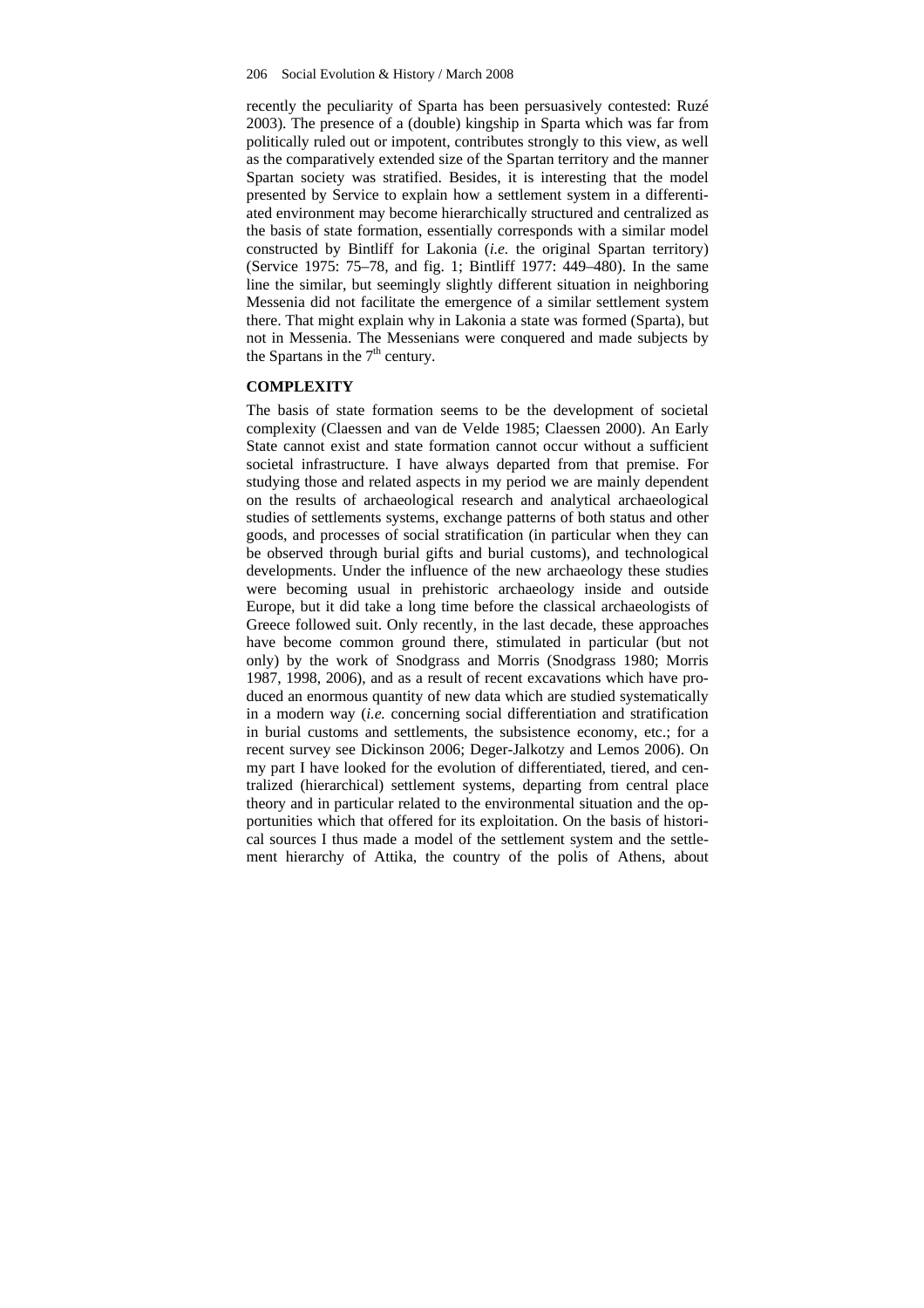recently the peculiarity of Sparta has been persuasively contested: Ruzé 2003). The presence of a (double) kingship in Sparta which was far from politically ruled out or impotent, contributes strongly to this view, as well as the comparatively extended size of the Spartan territory and the manner Spartan society was stratified. Besides, it is interesting that the model presented by Service to explain how a settlement system in a differentiated environment may become hierarchically structured and centralized as the basis of state formation, essentially corresponds with a similar model constructed by Bintliff for Lakonia (*i.e.* the original Spartan territory) (Service 1975: 75–78, and fig. 1; Bintliff 1977: 449–480). In the same line the similar, but seemingly slightly different situation in neighboring Messenia did not facilitate the emergence of a similar settlement system there. That might explain why in Lakonia a state was formed (Sparta), but not in Messenia. The Messenians were conquered and made subjects by the Spartans in the 7th century.

## COMPLEXITY

The basis of state formation seems to be the development of societal complexity (Claessen and van de Velde 1985; Claessen 2000). An Early State cannot exist and state formation cannot occur without a sufficient societal infrastructure. I have always departed from that premise. For studying those and related aspects in my period we are mainly dependent on the results of archaeological research and analytical archaeological studies of settlements systems, exchange patterns of both status and other goods, and processes of social stratification (in particular when they can be observed through burial gifts and burial customs), and technological developments. Under the influence of the new archaeology these studies were becoming usual in prehistoric archaeology inside and outside Europe, but it did take a long time before the classical archaeologists of Greece followed suit. Only recently, in the last decade, these approaches have become common ground there, stimulated in particular (but not only) by the work of Snodgrass and Morris (Snodgrass 1980; Morris 1987, 1998, 2006), and as a result of recent excavations which have produced an enormous quantity of new data which are studied systematically in a modern way (*i.e.* concerning social differentiation and stratification in burial customs and settlements, the subsistence economy, etc.; for a recent survey see Dickinson 2006; Deger-Jalkotzy and Lemos 2006). On my part I have looked for the evolution of differentiated, tiered, and centralized (hierarchical) settlement systems, departing from central place theory and in particular related to the environmental situation and the opportunities which that offered for its exploitation. On the basis of historical sources I thus made a model of the settlement system and the settlement hierarchy of Attika, the country of the polis of Athens, about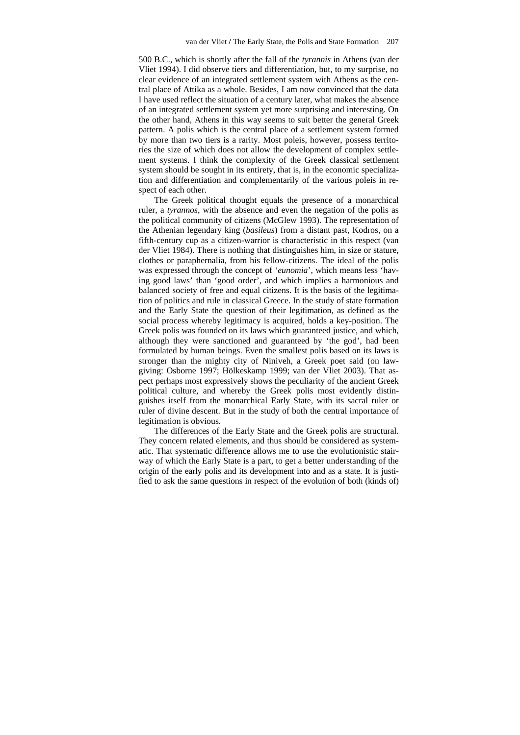500 B.C., which is shortly after the fall of the *tyrannis* in Athens (van der Vliet 1994). I did observe tiers and differentiation, but, to my surprise, no clear evidence of an integrated settlement system with Athens as the central place of Attika as a whole. Besides, I am now convinced that the data I have used reflect the situation of a century later, what makes the absence of an integrated settlement system yet more surprising and interesting. On the other hand, Athens in this way seems to suit better the general Greek pattern. A polis which is the central place of a settlement system formed by more than two tiers is a rarity. Most poleis, however, possess territories the size of which does not allow the development of complex settlement systems. I think the complexity of the Greek classical settlement system should be sought in its entirety, that is, in the economic specialization and differentiation and complementarily of the various poleis in respect of each other.

The Greek political thought equals the presence of a monarchical ruler, a *tyrannos*, with the absence and even the negation of the polis as the political community of citizens (McGlew 1993). The representation of the Athenian legendary king (*basileus*) from a distant past, Kodros, on a fifth-century cup as a citizen-warrior is characteristic in this respect (van der Vliet 1984). There is nothing that distinguishes him, in size or stature, clothes or paraphernalia, from his fellow-citizens. The ideal of the polis was expressed through the concept of '*eunomia*', which means less 'having good laws' than 'good order', and which implies a harmonious and balanced society of free and equal citizens. It is the basis of the legitimation of politics and rule in classical Greece. In the study of state formation and the Early State the question of their legitimation, as defined as the social process whereby legitimacy is acquired, holds a key-position. The Greek polis was founded on its laws which guaranteed justice, and which, although they were sanctioned and guaranteed by 'the god', had been formulated by human beings. Even the smallest polis based on its laws is stronger than the mighty city of Niniveh, a Greek poet said (on lawgiving: Osborne 1997; Hölkeskamp 1999; van der Vliet 2003). That aspect perhaps most expressively shows the peculiarity of the ancient Greek political culture, and whereby the Greek polis most evidently distinguishes itself from the monarchical Early State, with its sacral ruler or ruler of divine descent. But in the study of both the central importance of legitimation is obvious.

The differences of the Early State and the Greek polis are structural. They concern related elements, and thus should be considered as systematic. That systematic difference allows me to use the evolutionistic stairway of which the Early State is a part, to get a better understanding of the origin of the early polis and its development into and as a state. It is justified to ask the same questions in respect of the evolution of both (kinds of)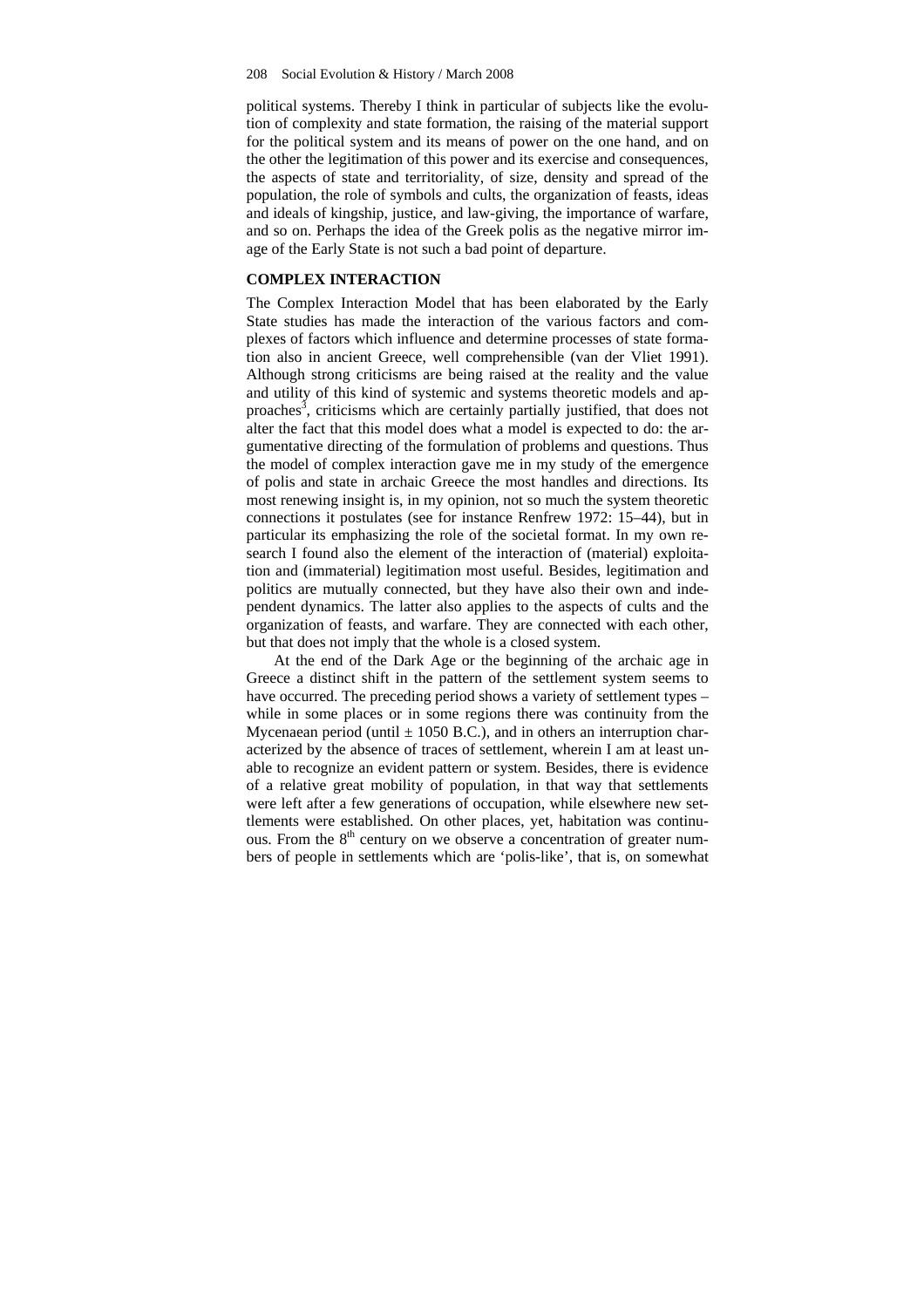political systems. Thereby I think in particular of subjects like the evolution of complexity and state formation, the raising of the material support for the political system and its means of power on the one hand, and on the other the legitimation of this power and its exercise and consequences, the aspects of state and territoriality, of size, density and spread of the population, the role of symbols and cults, the organization of feasts, ideas and ideals of kingship, justice, and law-giving, the importance of warfare, and so on. Perhaps the idea of the Greek polis as the negative mirror image of the Early State is not such a bad point of departure.

## COMPLEX INTERACTION

The Complex Interaction Model that has been elaborated by the Early State studies has made the interaction of the various factors and complexes of factors which influence and determine processes of state formation also in ancient Greece, well comprehensible (van der Vliet 1991). Although strong criticisms are being raised at the reality and the value and utility of this kind of systemic and systems theoretic models and approaches[3], criticisms which are certainly partially justified, that does not alter the fact that this model does what a model is expected to do: the argumentative directing of the formulation of problems and questions. Thus the model of complex interaction gave me in my study of the emergence of polis and state in archaic Greece the most handles and directions. Its most renewing insight is, in my opinion, not so much the system theoretic connections it postulates (see for instance Renfrew 1972: 15–44), but in particular its emphasizing the role of the societal format. In my own research I found also the element of the interaction of (material) exploitation and (immaterial) legitimation most useful. Besides, legitimation and politics are mutually connected, but they have also their own and independent dynamics. The latter also applies to the aspects of cults and the organization of feasts, and warfare. They are connected with each other, but that does not imply that the whole is a closed system.

At the end of the Dark Age or the beginning of the archaic age in Greece a distinct shift in the pattern of the settlement system seems to have occurred. The preceding period shows a variety of settlement types – while in some places or in some regions there was continuity from the Mycenaean period (until ± 1050 B.C.), and in others an interruption characterized by the absence of traces of settlement, wherein I am at least unable to recognize an evident pattern or system. Besides, there is evidence of a relative great mobility of population, in that way that settlements were left after a few generations of occupation, while elsewhere new settlements were established. On other places, yet, habitation was continuous. From the 8th century on we observe a concentration of greater numbers of people in settlements which are 'polis-like', that is, on somewhat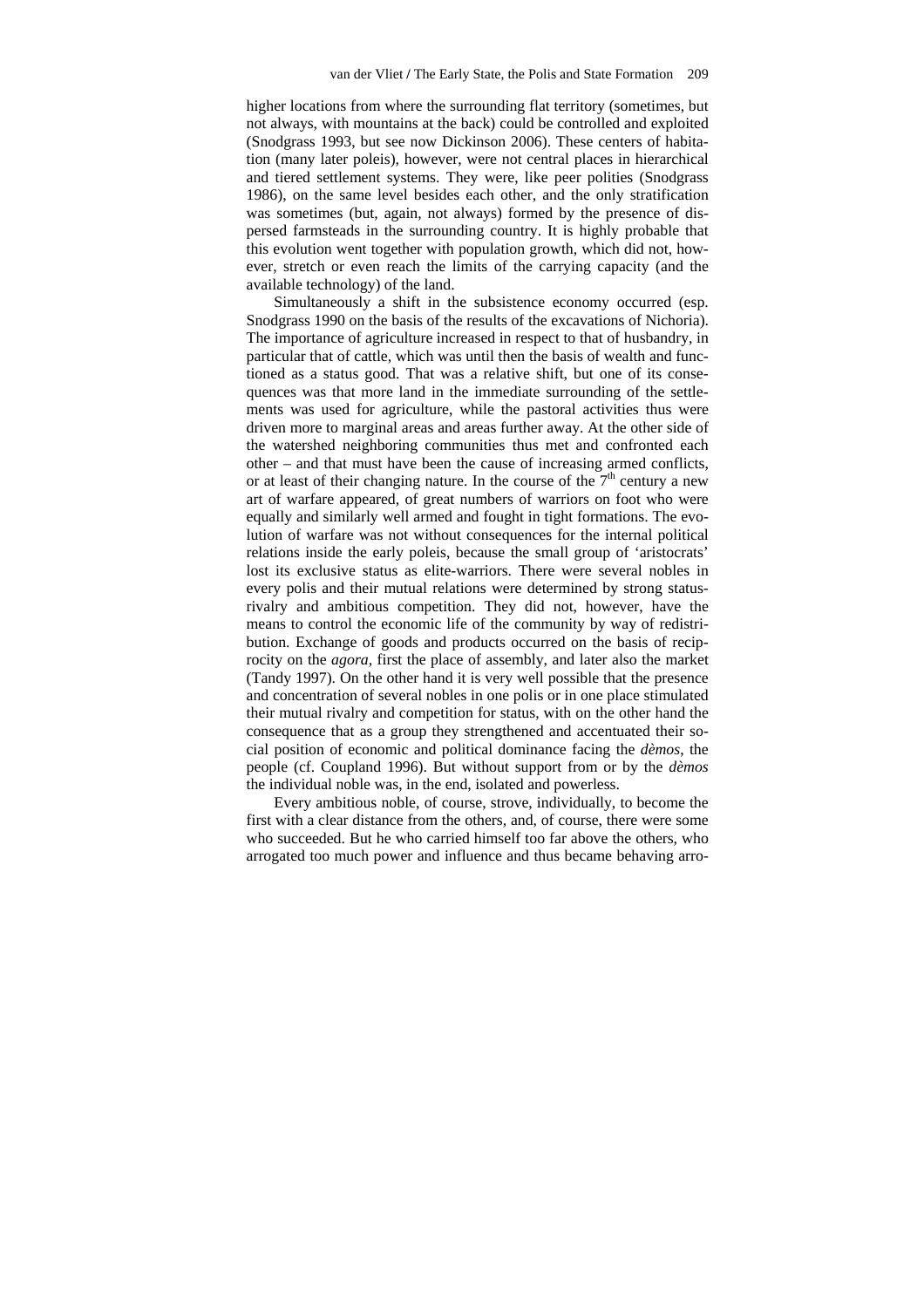higher locations from where the surrounding flat territory (sometimes, but not always, with mountains at the back) could be controlled and exploited (Snodgrass 1993, but see now Dickinson 2006). These centers of habitation (many later poleis), however, were not central places in hierarchical and tiered settlement systems. They were, like peer polities (Snodgrass 1986), on the same level besides each other, and the only stratification was sometimes (but, again, not always) formed by the presence of dispersed farmsteads in the surrounding country. It is highly probable that this evolution went together with population growth, which did not, however, stretch or even reach the limits of the carrying capacity (and the available technology) of the land.

Simultaneously a shift in the subsistence economy occurred (esp. Snodgrass 1990 on the basis of the results of the excavations of Nichoria). The importance of agriculture increased in respect to that of husbandry, in particular that of cattle, which was until then the basis of wealth and functioned as a status good. That was a relative shift, but one of its consequences was that more land in the immediate surrounding of the settlements was used for agriculture, while the pastoral activities thus were driven more to marginal areas and areas further away. At the other side of the watershed neighboring communities thus met and confronted each other – and that must have been the cause of increasing armed conflicts, or at least of their changing nature. In the course of the 7th century a new art of warfare appeared, of great numbers of warriors on foot who were equally and similarly well armed and fought in tight formations. The evolution of warfare was not without consequences for the internal political relations inside the early poleis, because the small group of 'aristocrats' lost its exclusive status as elite-warriors. There were several nobles in every polis and their mutual relations were determined by strong status-rivalry and ambitious competition. They did not, however, have the means to control the economic life of the community by way of redistribution. Exchange of goods and products occurred on the basis of reciprocity on the *agora*, first the place of assembly, and later also the market (Tandy 1997). On the other hand it is very well possible that the presence and concentration of several nobles in one polis or in one place stimulated their mutual rivalry and competition for status, with on the other hand the consequence that as a group they strengthened and accentuated their social position of economic and political dominance facing the *dèmos*, the people (cf. Coupland 1996). But without support from or by the *dèmos* the individual noble was, in the end, isolated and powerless.

Every ambitious noble, of course, strove, individually, to become the first with a clear distance from the others, and, of course, there were some who succeeded. But he who carried himself too far above the others, who arrogated too much power and influence and thus became behaving arro-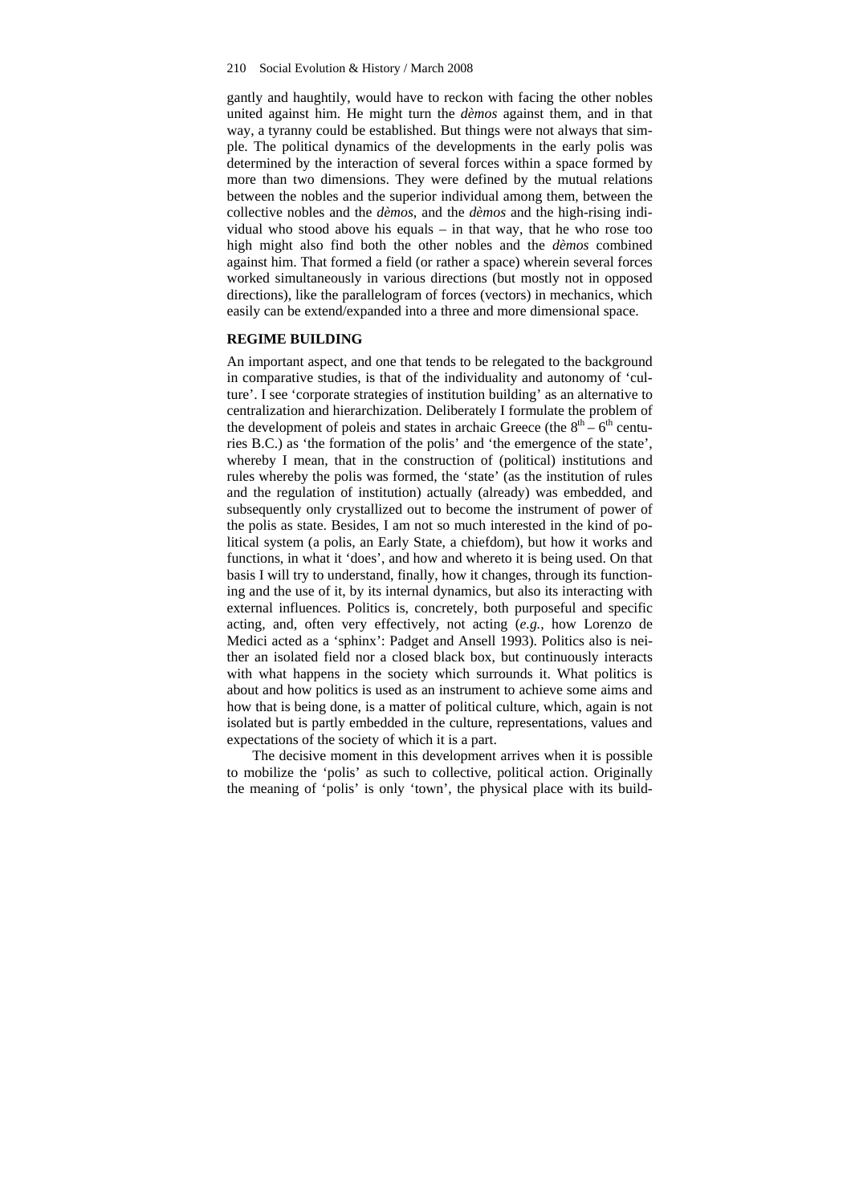gantly and haughtily, would have to reckon with facing the other nobles united against him. He might turn the *dèmos* against them, and in that way, a tyranny could be established. But things were not always that simple. The political dynamics of the developments in the early polis was determined by the interaction of several forces within a space formed by more than two dimensions. They were defined by the mutual relations between the nobles and the superior individual among them, between the collective nobles and the *dèmos*, and the *dèmos* and the high-rising individual who stood above his equals – in that way, that he who rose too high might also find both the other nobles and the *dèmos* combined against him. That formed a field (or rather a space) wherein several forces worked simultaneously in various directions (but mostly not in opposed directions), like the parallelogram of forces (vectors) in mechanics, which easily can be extend/expanded into a three and more dimensional space.

## REGIME BUILDING

An important aspect, and one that tends to be relegated to the background in comparative studies, is that of the individuality and autonomy of 'culture'. I see 'corporate strategies of institution building' as an alternative to centralization and hierarchization. Deliberately I formulate the problem of the development of poleis and states in archaic Greece (the 8th – 6th centuries B.C.) as 'the formation of the polis' and 'the emergence of the state', whereby I mean, that in the construction of (political) institutions and rules whereby the polis was formed, the 'state' (as the institution of rules and the regulation of institution) actually (already) was embedded, and subsequently only crystallized out to become the instrument of power of the polis as state. Besides, I am not so much interested in the kind of political system (a polis, an Early State, a chiefdom), but how it works and functions, in what it 'does', and how and whereto it is being used. On that basis I will try to understand, finally, how it changes, through its functioning and the use of it, by its internal dynamics, but also its interacting with external influences. Politics is, concretely, both purposeful and specific acting, and, often very effectively, not acting (*e.g.*, how Lorenzo de Medici acted as a 'sphinx': Padget and Ansell 1993). Politics also is neither an isolated field nor a closed black box, but continuously interacts with what happens in the society which surrounds it. What politics is about and how politics is used as an instrument to achieve some aims and how that is being done, is a matter of political culture, which, again is not isolated but is partly embedded in the culture, representations, values and expectations of the society of which it is a part.

The decisive moment in this development arrives when it is possible to mobilize the 'polis' as such to collective, political action. Originally the meaning of 'polis' is only 'town', the physical place with its build-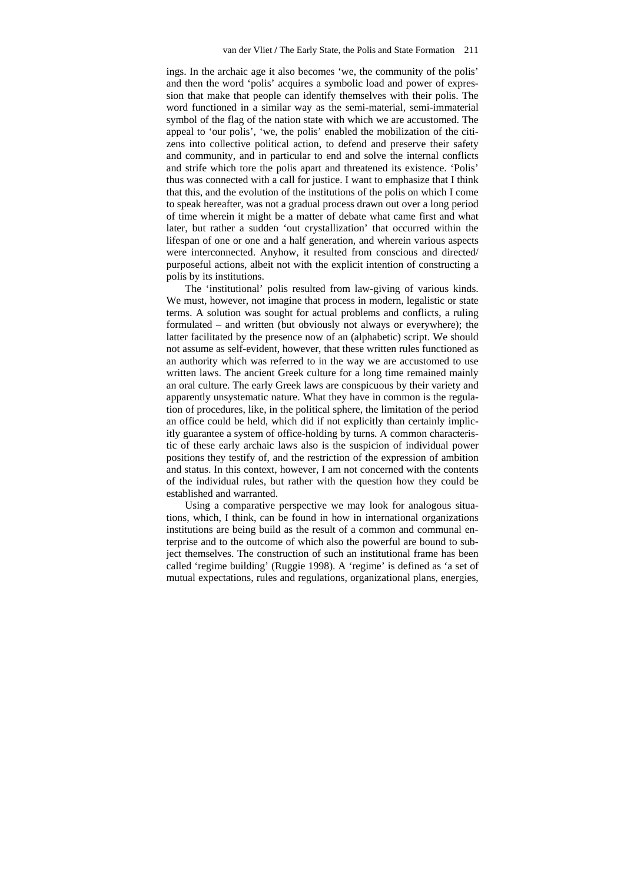ings. In the archaic age it also becomes 'we, the community of the polis' and then the word 'polis' acquires a symbolic load and power of expression that make that people can identify themselves with their polis. The word functioned in a similar way as the semi-material, semi-immaterial symbol of the flag of the nation state with which we are accustomed. The appeal to 'our polis', 'we, the polis' enabled the mobilization of the citizens into collective political action, to defend and preserve their safety and community, and in particular to end and solve the internal conflicts and strife which tore the polis apart and threatened its existence. 'Polis' thus was connected with a call for justice. I want to emphasize that I think that this, and the evolution of the institutions of the polis on which I come to speak hereafter, was not a gradual process drawn out over a long period of time wherein it might be a matter of debate what came first and what later, but rather a sudden 'out crystallization' that occurred within the lifespan of one or one and a half generation, and wherein various aspects were interconnected. Anyhow, it resulted from conscious and directed/ purposeful actions, albeit not with the explicit intention of constructing a polis by its institutions.

The 'institutional' polis resulted from law-giving of various kinds. We must, however, not imagine that process in modern, legalistic or state terms. A solution was sought for actual problems and conflicts, a ruling formulated – and written (but obviously not always or everywhere); the latter facilitated by the presence now of an (alphabetic) script. We should not assume as self-evident, however, that these written rules functioned as an authority which was referred to in the way we are accustomed to use written laws. The ancient Greek culture for a long time remained mainly an oral culture. The early Greek laws are conspicuous by their variety and apparently unsystematic nature. What they have in common is the regulation of procedures, like, in the political sphere, the limitation of the period an office could be held, which did if not explicitly than certainly implicitly guarantee a system of office-holding by turns. A common characteristic of these early archaic laws also is the suspicion of individual power positions they testify of, and the restriction of the expression of ambition and status. In this context, however, I am not concerned with the contents of the individual rules, but rather with the question how they could be established and warranted.

Using a comparative perspective we may look for analogous situations, which, I think, can be found in how in international organizations institutions are being build as the result of a common and communal enterprise and to the outcome of which also the powerful are bound to subject themselves. The construction of such an institutional frame has been called 'regime building' (Ruggie 1998). A 'regime' is defined as 'a set of mutual expectations, rules and regulations, organizational plans, energies,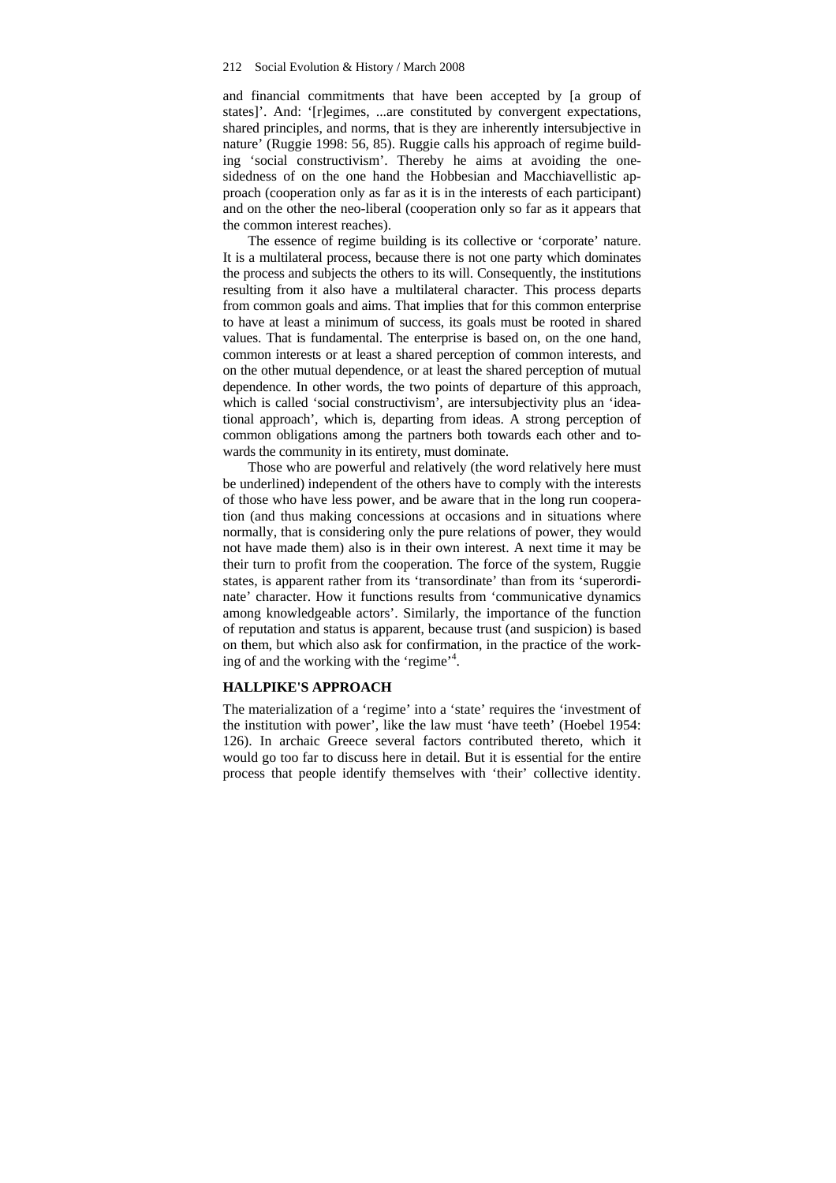and financial commitments that have been accepted by [a group of states]'. And: '[r]egimes, ...are constituted by convergent expectations, shared principles, and norms, that is they are inherently intersubjective in nature' (Ruggie 1998: 56, 85). Ruggie calls his approach of regime building 'social constructivism'. Thereby he aims at avoiding the one-sidedness of on the one hand the Hobbesian and Macchiavellistic approach (cooperation only as far as it is in the interests of each participant) and on the other the neo-liberal (cooperation only so far as it appears that the common interest reaches).

The essence of regime building is its collective or 'corporate' nature. It is a multilateral process, because there is not one party which dominates the process and subjects the others to its will. Consequently, the institutions resulting from it also have a multilateral character. This process departs from common goals and aims. That implies that for this common enterprise to have at least a minimum of success, its goals must be rooted in shared values. That is fundamental. The enterprise is based on, on the one hand, common interests or at least a shared perception of common interests, and on the other mutual dependence, or at least the shared perception of mutual dependence. In other words, the two points of departure of this approach, which is called 'social constructivism', are intersubjectivity plus an 'ideational approach', which is, departing from ideas. A strong perception of common obligations among the partners both towards each other and towards the community in its entirety, must dominate.

Those who are powerful and relatively (the word relatively here must be underlined) independent of the others have to comply with the interests of those who have less power, and be aware that in the long run cooperation (and thus making concessions at occasions and in situations where normally, that is considering only the pure relations of power, they would not have made them) also is in their own interest. A next time it may be their turn to profit from the cooperation. The force of the system, Ruggie states, is apparent rather from its 'transordinate' than from its 'superordinate' character. How it functions results from 'communicative dynamics among knowledgeable actors'. Similarly, the importance of the function of reputation and status is apparent, because trust (and suspicion) is based on them, but which also ask for confirmation, in the practice of the working of and the working with the 'regime'[4].

## HALLPIKE'S APPROACH

The materialization of a 'regime' into a 'state' requires the 'investment of the institution with power', like the law must 'have teeth' (Hoebel 1954: 126). In archaic Greece several factors contributed thereto, which it would go too far to discuss here in detail. But it is essential for the entire process that people identify themselves with 'their' collective identity.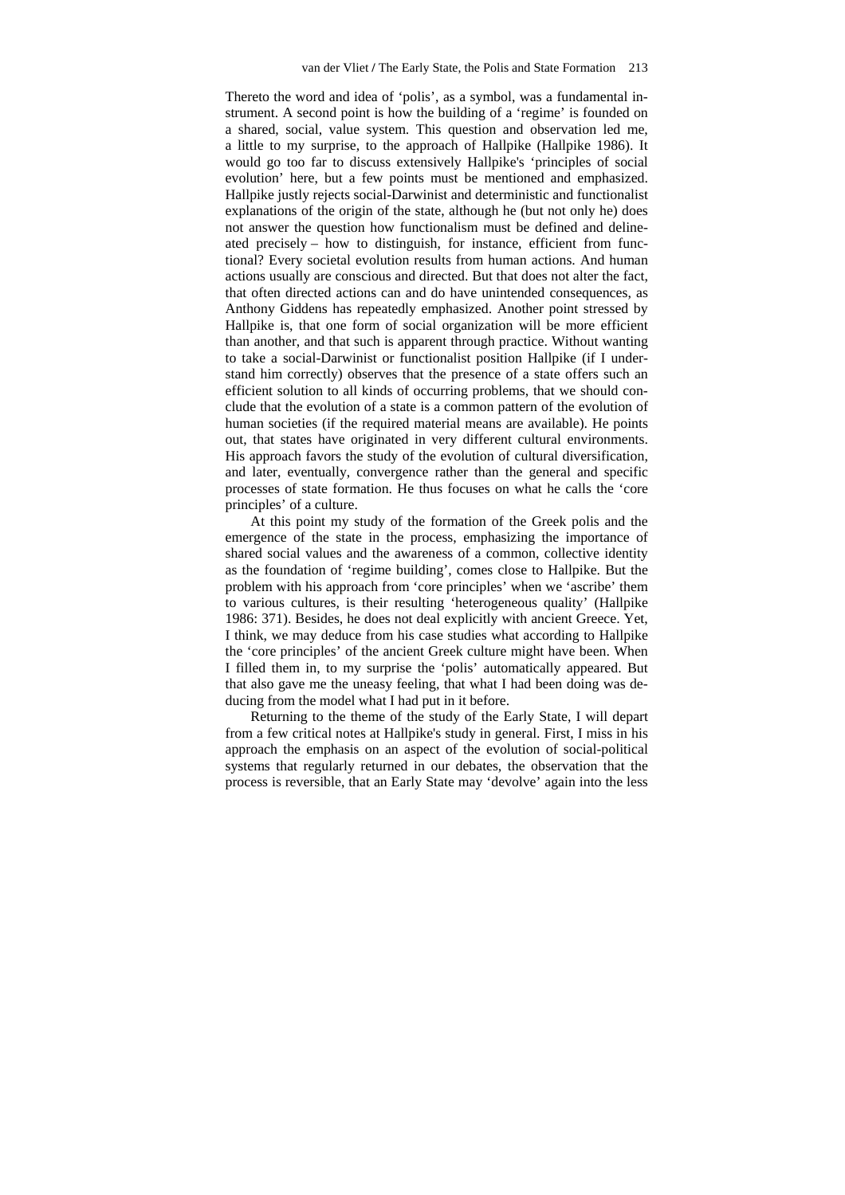Thereto the word and idea of 'polis', as a symbol, was a fundamental instrument. A second point is how the building of a 'regime' is founded on a shared, social, value system. This question and observation led me, a little to my surprise, to the approach of Hallpike (Hallpike 1986). It would go too far to discuss extensively Hallpike's 'principles of social evolution' here, but a few points must be mentioned and emphasized. Hallpike justly rejects social-Darwinist and deterministic and functionalist explanations of the origin of the state, although he (but not only he) does not answer the question how functionalism must be defined and delineated precisely – how to distinguish, for instance, efficient from functional? Every societal evolution results from human actions. And human actions usually are conscious and directed. But that does not alter the fact, that often directed actions can and do have unintended consequences, as Anthony Giddens has repeatedly emphasized. Another point stressed by Hallpike is, that one form of social organization will be more efficient than another, and that such is apparent through practice. Without wanting to take a social-Darwinist or functionalist position Hallpike (if I understand him correctly) observes that the presence of a state offers such an efficient solution to all kinds of occurring problems, that we should conclude that the evolution of a state is a common pattern of the evolution of human societies (if the required material means are available). He points out, that states have originated in very different cultural environments. His approach favors the study of the evolution of cultural diversification, and later, eventually, convergence rather than the general and specific processes of state formation. He thus focuses on what he calls the 'core principles' of a culture.

At this point my study of the formation of the Greek polis and the emergence of the state in the process, emphasizing the importance of shared social values and the awareness of a common, collective identity as the foundation of 'regime building', comes close to Hallpike. But the problem with his approach from 'core principles' when we 'ascribe' them to various cultures, is their resulting 'heterogeneous quality' (Hallpike 1986: 371). Besides, he does not deal explicitly with ancient Greece. Yet, I think, we may deduce from his case studies what according to Hallpike the 'core principles' of the ancient Greek culture might have been. When I filled them in, to my surprise the 'polis' automatically appeared. But that also gave me the uneasy feeling, that what I had been doing was deducing from the model what I had put in it before.

Returning to the theme of the study of the Early State, I will depart from a few critical notes at Hallpike's study in general. First, I miss in his approach the emphasis on an aspect of the evolution of social-political systems that regularly returned in our debates, the observation that the process is reversible, that an Early State may 'devolve' again into the less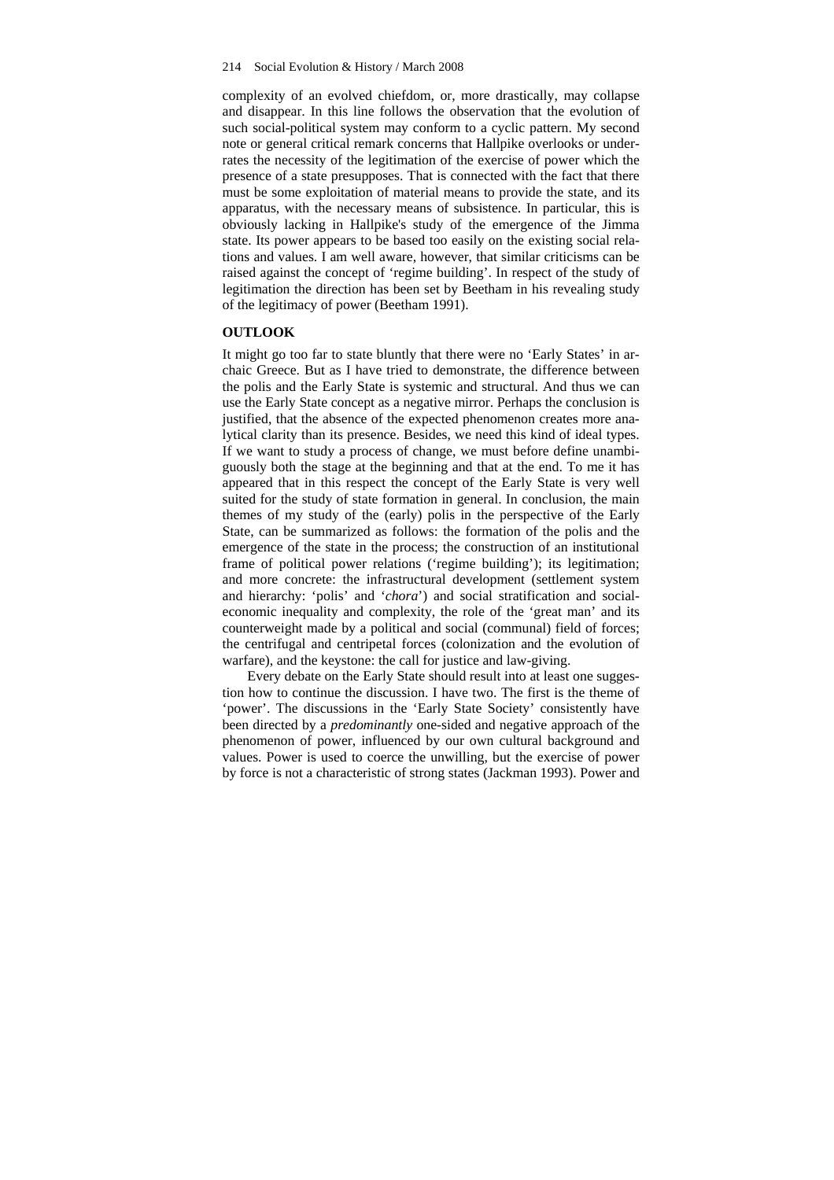complexity of an evolved chiefdom, or, more drastically, may collapse and disappear. In this line follows the observation that the evolution of such social-political system may conform to a cyclic pattern. My second note or general critical remark concerns that Hallpike overlooks or underrates the necessity of the legitimation of the exercise of power which the presence of a state presupposes. That is connected with the fact that there must be some exploitation of material means to provide the state, and its apparatus, with the necessary means of subsistence. In particular, this is obviously lacking in Hallpike's study of the emergence of the Jimma state. Its power appears to be based too easily on the existing social relations and values. I am well aware, however, that similar criticisms can be raised against the concept of 'regime building'. In respect of the study of legitimation the direction has been set by Beetham in his revealing study of the legitimacy of power (Beetham 1991).

## OUTLOOK

It might go too far to state bluntly that there were no 'Early States' in archaic Greece. But as I have tried to demonstrate, the difference between the polis and the Early State is systemic and structural. And thus we can use the Early State concept as a negative mirror. Perhaps the conclusion is justified, that the absence of the expected phenomenon creates more analytical clarity than its presence. Besides, we need this kind of ideal types. If we want to study a process of change, we must before define unambiguously both the stage at the beginning and that at the end. To me it has appeared that in this respect the concept of the Early State is very well suited for the study of state formation in general. In conclusion, the main themes of my study of the (early) polis in the perspective of the Early State, can be summarized as follows: the formation of the polis and the emergence of the state in the process; the construction of an institutional frame of political power relations ('regime building'); its legitimation; and more concrete: the infrastructural development (settlement system and hierarchy: 'polis' and '*chora*') and social stratification and social-economic inequality and complexity, the role of the 'great man' and its counterweight made by a political and social (communal) field of forces; the centrifugal and centripetal forces (colonization and the evolution of warfare), and the keystone: the call for justice and law-giving.

Every debate on the Early State should result into at least one suggestion how to continue the discussion. I have two. The first is the theme of 'power'. The discussions in the 'Early State Society' consistently have been directed by a *predominantly* one-sided and negative approach of the phenomenon of power, influenced by our own cultural background and values. Power is used to coerce the unwilling, but the exercise of power by force is not a characteristic of strong states (Jackman 1993). Power and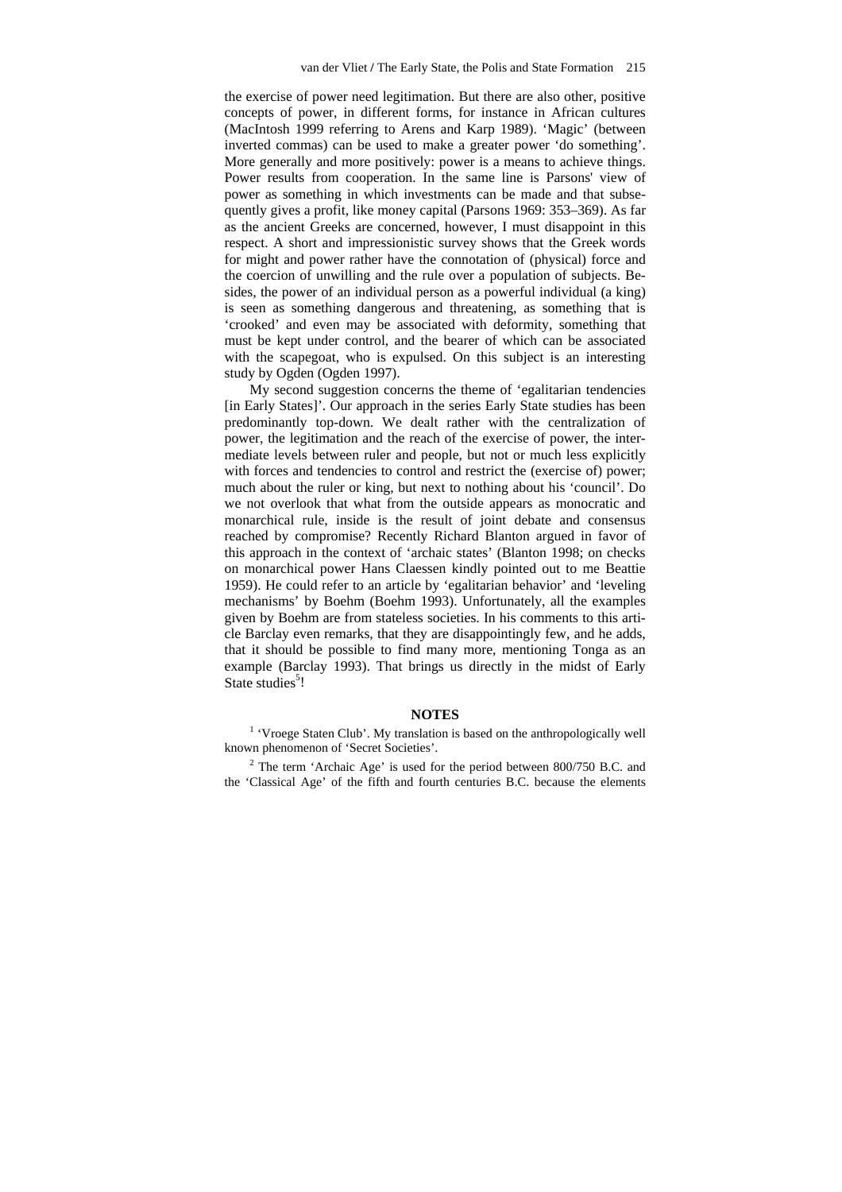the exercise of power need legitimation. But there are also other, positive concepts of power, in different forms, for instance in African cultures (MacIntosh 1999 referring to Arens and Karp 1989). 'Magic' (between inverted commas) can be used to make a greater power 'do something'. More generally and more positively: power is a means to achieve things. Power results from cooperation. In the same line is Parsons' view of power as something in which investments can be made and that subsequently gives a profit, like money capital (Parsons 1969: 353–369). As far as the ancient Greeks are concerned, however, I must disappoint in this respect. A short and impressionistic survey shows that the Greek words for might and power rather have the connotation of (physical) force and the coercion of unwilling and the rule over a population of subjects. Besides, the power of an individual person as a powerful individual (a king) is seen as something dangerous and threatening, as something that is 'crooked' and even may be associated with deformity, something that must be kept under control, and the bearer of which can be associated with the scapegoat, who is expulsed. On this subject is an interesting study by Ogden (Ogden 1997).

My second suggestion concerns the theme of 'egalitarian tendencies [in Early States]'. Our approach in the series Early State studies has been predominantly top-down. We dealt rather with the centralization of power, the legitimation and the reach of the exercise of power, the intermediate levels between ruler and people, but not or much less explicitly with forces and tendencies to control and restrict the (exercise of) power; much about the ruler or king, but next to nothing about his 'council'. Do we not overlook that what from the outside appears as monocratic and monarchical rule, inside is the result of joint debate and consensus reached by compromise? Recently Richard Blanton argued in favor of this approach in the context of 'archaic states' (Blanton 1998; on checks on monarchical power Hans Claessen kindly pointed out to me Beattie 1959). He could refer to an article by 'egalitarian behavior' and 'leveling mechanisms' by Boehm (Boehm 1993). Unfortunately, all the examples given by Boehm are from stateless societies. In his comments to this article Barclay even remarks, that they are disappointingly few, and he adds, that it should be possible to find many more, mentioning Tonga as an example (Barclay 1993). That brings us directly in the midst of Early State studies[5]!

## NOTES

[1] 'Vroege Staten Club'. My translation is based on the anthropologically well known phenomenon of 'Secret Societies'.

[2] The term 'Archaic Age' is used for the period between 800/750 B.C. and the 'Classical Age' of the fifth and fourth centuries B.C. because the elements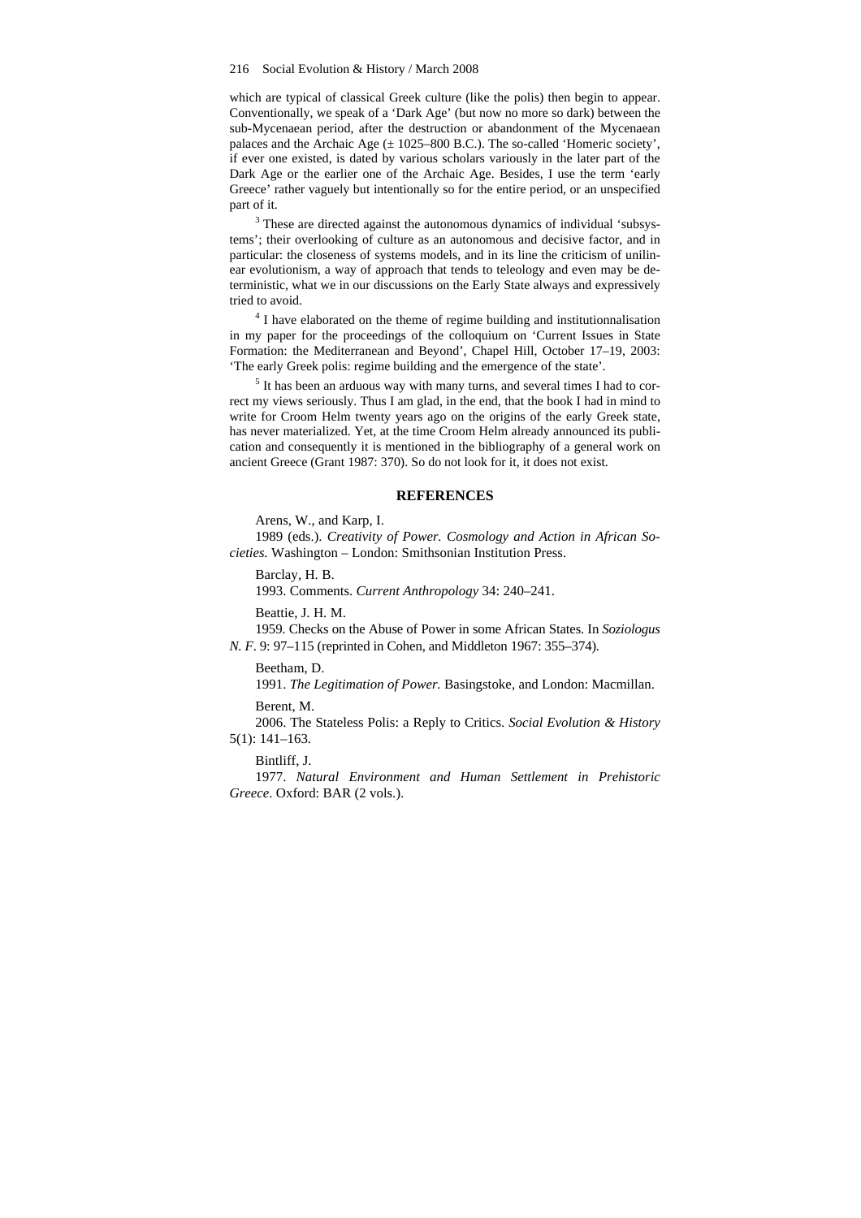which are typical of classical Greek culture (like the polis) then begin to appear. Conventionally, we speak of a 'Dark Age' (but now no more so dark) between the sub-Mycenaean period, after the destruction or abandonment of the Mycenaean palaces and the Archaic Age (± 1025–800 B.C.). The so-called 'Homeric society', if ever one existed, is dated by various scholars variously in the later part of the Dark Age or the earlier one of the Archaic Age. Besides, I use the term 'early Greece' rather vaguely but intentionally so for the entire period, or an unspecified part of it.

[3] These are directed against the autonomous dynamics of individual 'subsystems'; their overlooking of culture as an autonomous and decisive factor, and in particular: the closeness of systems models, and in its line the criticism of unilinear evolutionism, a way of approach that tends to teleology and even may be deterministic, what we in our discussions on the Early State always and expressively tried to avoid.

[4] I have elaborated on the theme of regime building and institutionnalisation in my paper for the proceedings of the colloquium on 'Current Issues in State Formation: the Mediterranean and Beyond', Chapel Hill, October 17–19, 2003: 'The early Greek polis: regime building and the emergence of the state'.

[5] It has been an arduous way with many turns, and several times I had to correct my views seriously. Thus I am glad, in the end, that the book I had in mind to write for Croom Helm twenty years ago on the origins of the early Greek state, has never materialized. Yet, at the time Croom Helm already announced its publication and consequently it is mentioned in the bibliography of a general work on ancient Greece (Grant 1987: 370). So do not look for it, it does not exist.

## REFERENCES

Arens, W., and Karp, I.

1989 (eds.). *Creativity of Power. Cosmology and Action in African Societies.* Washington – London: Smithsonian Institution Press.

Barclay, H. B.

1993. Comments. *Current Anthropology* 34: 240–241.

Beattie, J. H. M.

1959. Checks on the Abuse of Power in some African States. In *Soziologus N. F.* 9: 97–115 (reprinted in Cohen, and Middleton 1967: 355–374).

Beetham, D.

1991. *The Legitimation of Power.* Basingstoke, and London: Macmillan.

Berent, M.

2006. The Stateless Polis: a Reply to Critics. *Social Evolution & History* 5(1): 141–163.

Bintliff, J.

1977. *Natural Environment and Human Settlement in Prehistoric Greece*. Oxford: BAR (2 vols.).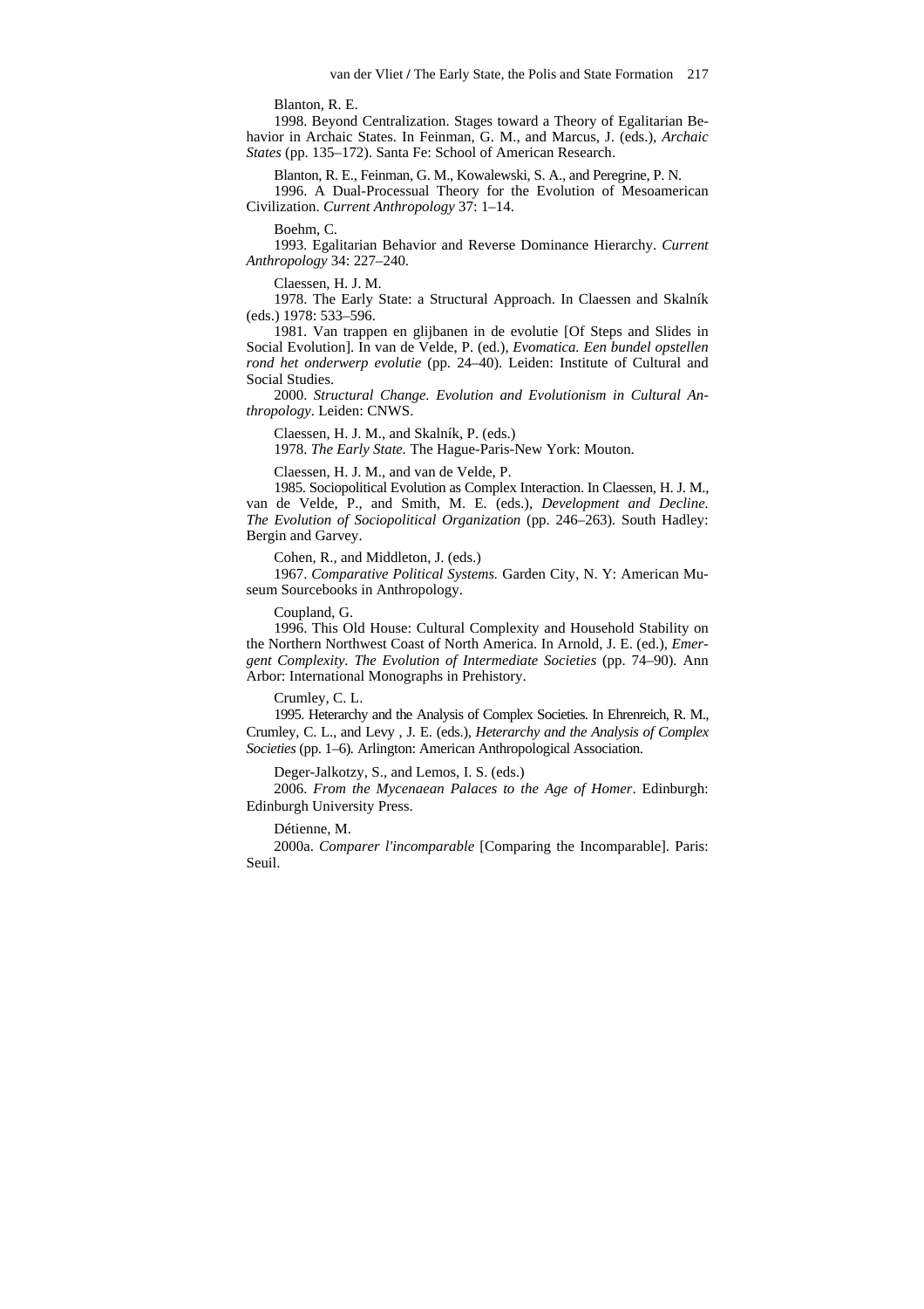Blanton, R. E.

1998. Beyond Centralization. Stages toward a Theory of Egalitarian Behavior in Archaic States. In Feinman, G. M., and Marcus, J. (eds.), *Archaic States* (pp. 135–172). Santa Fe: School of American Research.

Blanton, R. E., Feinman, G. M., Kowalewski, S. A., and Peregrine, P. N.

1996. A Dual-Processual Theory for the Evolution of Mesoamerican Civilization. *Current Anthropology* 37: 1–14.

Boehm, C.

1993. Egalitarian Behavior and Reverse Dominance Hierarchy. *Current Anthropology* 34: 227–240.

Claessen, H. J. M.

1978. The Early State: a Structural Approach. In Claessen and Skalník (eds.) 1978: 533–596.

1981. Van trappen en glijbanen in de evolutie [Of Steps and Slides in Social Evolution]. In van de Velde, P. (ed.), *Evomatica. Een bundel opstellen rond het onderwerp evolutie* (pp. 24–40). Leiden: Institute of Cultural and Social Studies.

2000. *Structural Change. Evolution and Evolutionism in Cultural Anthropology*. Leiden: CNWS.

Claessen, H. J. M., and Skalník, P. (eds.)

1978. *The Early State.* The Hague-Paris-New York: Mouton.

Claessen, H. J. M., and van de Velde, P.

1985. Sociopolitical Evolution as Complex Interaction. In Claessen, H. J. M., van de Velde, P., and Smith, M. E. (eds.), *Development and Decline. The Evolution of Sociopolitical Organization* (pp. 246–263). South Hadley: Bergin and Garvey.

Cohen, R., and Middleton, J. (eds.)

1967. *Comparative Political Systems.* Garden City, N. Y: American Museum Sourcebooks in Anthropology.

Coupland, G.

1996. This Old House: Cultural Complexity and Household Stability on the Northern Northwest Coast of North America. In Arnold, J. E. (ed.), *Emergent Complexity. The Evolution of Intermediate Societies* (pp. 74–90). Ann Arbor: International Monographs in Prehistory.

Crumley, C. L.

1995. Heterarchy and the Analysis of Complex Societies. In Ehrenreich, R. M., Crumley, C. L., and Levy , J. E. (eds.), *Heterarchy and the Analysis of Complex Societies* (pp. 1–6). Arlington: American Anthropological Association.

Deger-Jalkotzy, S., and Lemos, I. S. (eds.)

2006. *From the Mycenaean Palaces to the Age of Homer*. Edinburgh: Edinburgh University Press.

Détienne, M.

2000a. *Comparer l'incomparable* [Comparing the Incomparable]. Paris: Seuil.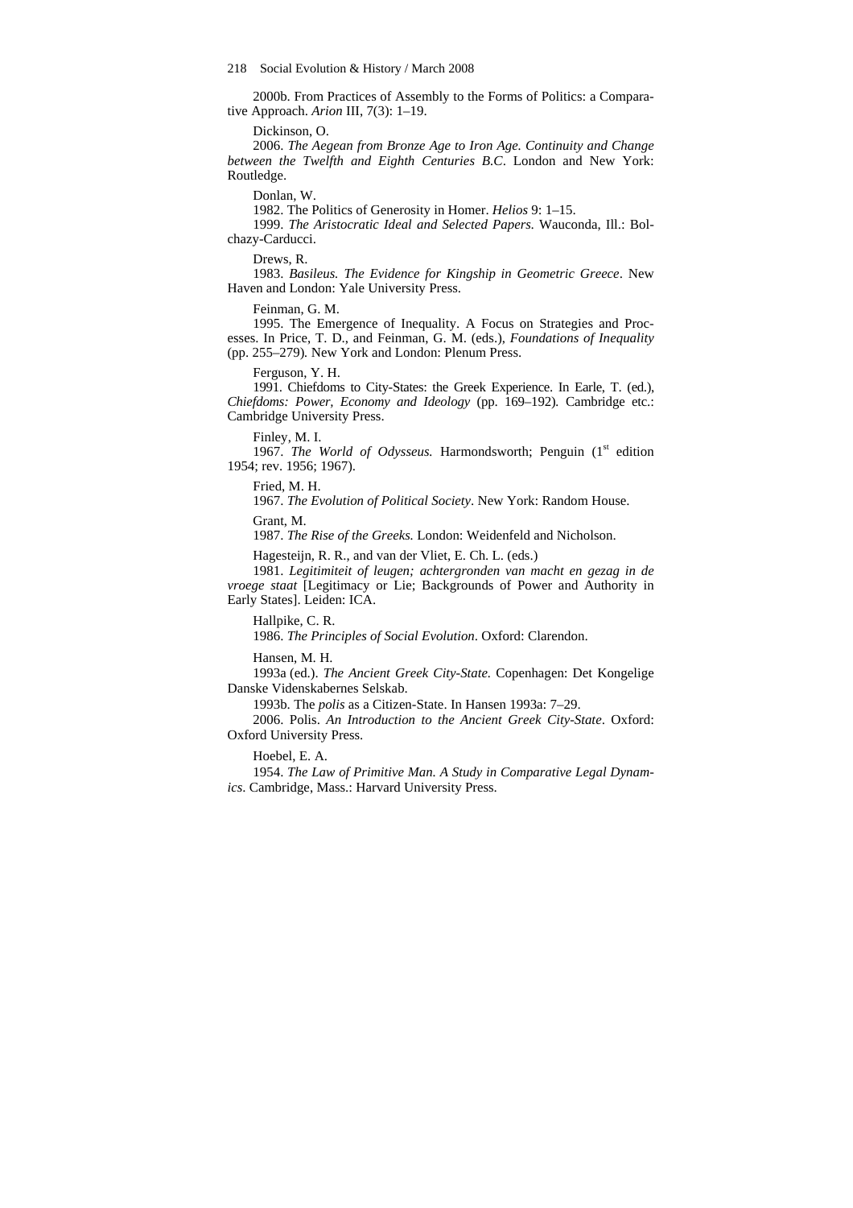2000b. From Practices of Assembly to the Forms of Politics: a Comparative Approach. *Arion* III, 7(3): 1–19.

Dickinson, O.

2006. *The Aegean from Bronze Age to Iron Age. Continuity and Change between the Twelfth and Eighth Centuries B.C*. London and New York: Routledge.

Donlan, W.

1982. The Politics of Generosity in Homer. *Helios* 9: 1–15.

1999. *The Aristocratic Ideal and Selected Papers.* Wauconda, Ill.: Bolchazy-Carducci.

Drews, R.

1983. *Basileus. The Evidence for Kingship in Geometric Greece*. New Haven and London: Yale University Press.

Feinman, G. M.

1995. The Emergence of Inequality. A Focus on Strategies and Processes. In Price, T. D., and Feinman, G. M. (eds.), *Foundations of Inequality* (pp. 255–279)*.* New York and London: Plenum Press.

Ferguson, Y. H.

1991. Chiefdoms to City-States: the Greek Experience. In Earle, T. (ed.), *Chiefdoms: Power, Economy and Ideology* (pp. 169–192)*.* Cambridge etc.: Cambridge University Press.

Finley, M. I.

1967. *The World of Odysseus.* Harmondsworth; Penguin (1st edition 1954; rev. 1956; 1967).

Fried, M. H.

1967. *The Evolution of Political Society*. New York: Random House.

Grant, M.

1987. *The Rise of the Greeks.* London: Weidenfeld and Nicholson.

Hagesteijn, R. R., and van der Vliet, E. Ch. L. (eds.)

1981. *Legitimiteit of leugen; achtergronden van macht en gezag in de vroege staat* [Legitimacy or Lie; Backgrounds of Power and Authority in Early States]. Leiden: ICA.

Hallpike, C. R.

1986. *The Principles of Social Evolution*. Oxford: Clarendon.

Hansen, M. H.

1993a (ed.). *The Ancient Greek City-State.* Copenhagen: Det Kongelige Danske Videnskabernes Selskab.

1993b. The *polis* as a Citizen-State. In Hansen 1993a: 7–29.

2006. Polis. *An Introduction to the Ancient Greek City-State*. Oxford: Oxford University Press.

Hoebel, E. A.

1954. *The Law of Primitive Man. A Study in Comparative Legal Dynamics*. Cambridge, Mass.: Harvard University Press.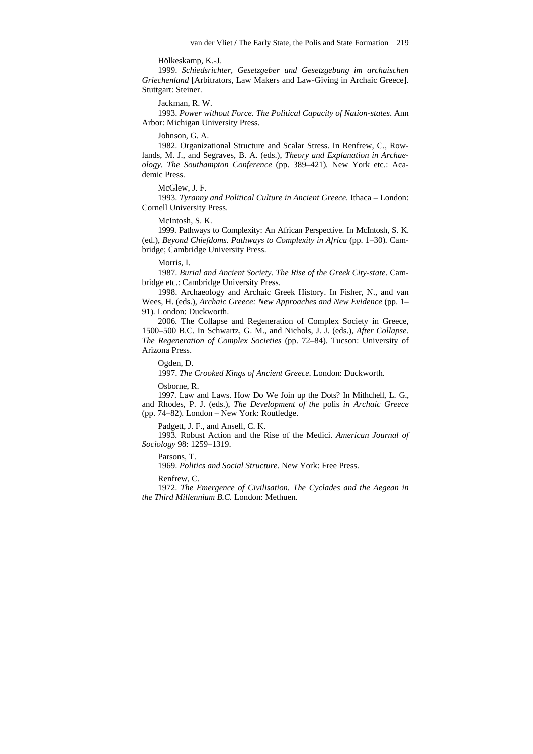Hölkeskamp, K.-J.

1999. *Schiedsrichter, Gesetzgeber und Gesetzgebung im archaischen Griechenland* [Arbitrators, Law Makers and Law-Giving in Archaic Greece]. Stuttgart: Steiner.

Jackman, R. W.

1993. *Power without Force. The Political Capacity of Nation-states*. Ann Arbor: Michigan University Press.

Johnson, G. A.

1982. Organizational Structure and Scalar Stress. In Renfrew, C., Rowlands, M. J., and Segraves, B. A. (eds.), *Theory and Explanation in Archaeology. The Southampton Conference* (pp. 389–421). New York etc.: Academic Press.

McGlew, J. F.

1993. *Tyranny and Political Culture in Ancient Greece.* Ithaca – London: Cornell University Press.

McIntosh, S. K.

1999. Pathways to Complexity: An African Perspective. In McIntosh, S. K. (ed.), *Beyond Chiefdoms. Pathways to Complexity in Africa* (pp. 1–30). Cambridge; Cambridge University Press.

Morris, I.

1987. *Burial and Ancient Society. The Rise of the Greek City-state*. Cambridge etc.: Cambridge University Press.

1998. Archaeology and Archaic Greek History. In Fisher, N., and van Wees, H. (eds.), *Archaic Greece: New Approaches and New Evidence* (pp. 1–91). London: Duckworth.

2006. The Collapse and Regeneration of Complex Society in Greece, 1500–500 B.C. In Schwartz, G. M., and Nichols, J. J. (eds.), *After Collapse. The Regeneration of Complex Societies* (pp. 72–84). Tucson: University of Arizona Press.

Ogden, D.

1997. *The Crooked Kings of Ancient Greece*. London: Duckworth.

Osborne, R.

1997. Law and Laws. How Do We Join up the Dots? In Mithchell, L. G., and Rhodes, P. J. (eds.), *The Development of the* polis *in Archaic Greece* (pp. 74–82). London – New York: Routledge.

Padgett, J. F., and Ansell, C. K.

1993. Robust Action and the Rise of the Medici. *American Journal of Sociology* 98: 1259–1319.

Parsons, T.

1969. *Politics and Social Structure*. New York: Free Press.

Renfrew, C.

1972. *The Emergence of Civilisation. The Cyclades and the Aegean in the Third Millennium B.C.* London: Methuen.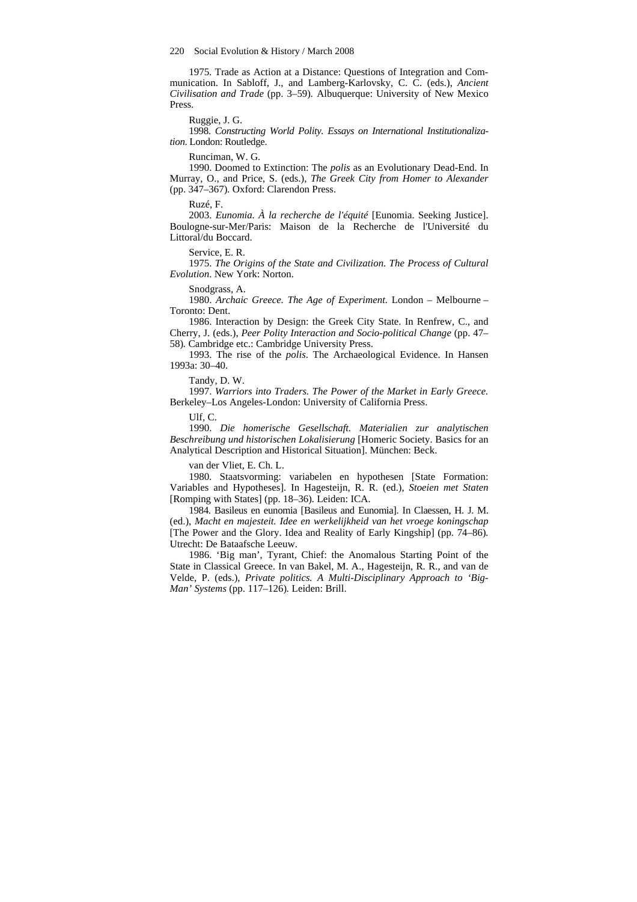1975. Trade as Action at a Distance: Questions of Integration and Communication. In Sabloff, J., and Lamberg-Karlovsky, C. C. (eds.), *Ancient Civilisation and Trade* (pp. 3–59). Albuquerque: University of New Mexico Press.

Ruggie, J. G.

1998. *Constructing World Polity. Essays on International Institutionalization*. London: Routledge.

Runciman, W. G.

1990. Doomed to Extinction: The *polis* as an Evolutionary Dead-End. In Murray, O., and Price, S. (eds.), *The Greek City from Homer to Alexander* (pp. 347–367). Oxford: Clarendon Press.

Ruzé, F.

2003. *Eunomia. À la recherche de l'équité* [Eunomia. Seeking Justice]. Boulogne-sur-Mer/Paris: Maison de la Recherche de l'Université du Littoral/du Boccard.

Service, E. R.

1975. *The Origins of the State and Civilization. The Process of Cultural Evolution*. New York: Norton.

Snodgrass, A.

1980. *Archaic Greece. The Age of Experiment.* London – Melbourne – Toronto: Dent.

1986. Interaction by Design: the Greek City State. In Renfrew, C., and Cherry, J. (eds.), *Peer Polity Interaction and Socio-political Change* (pp. 47–58). Cambridge etc.: Cambridge University Press.

1993. The rise of the *polis*. The Archaeological Evidence. In Hansen 1993a: 30–40.

Tandy, D. W.

1997. *Warriors into Traders. The Power of the Market in Early Greece.* Berkeley–Los Angeles-London: University of California Press.

Ulf, C.

1990. *Die homerische Gesellschaft. Materialien zur analytischen Beschreibung und historischen Lokalisierung* [Homeric Society. Basics for an Analytical Description and Historical Situation]. München: Beck.

van der Vliet, E. Ch. L.

1980. Staatsvorming: variabelen en hypothesen [State Formation: Variables and Hypotheses]. In Hagesteijn, R. R. (ed.), *Stoeien met Staten* [Romping with States] (pp. 18–36). Leiden: ICA.

1984. Basileus en eunomia [Basileus and Eunomia]. In Claessen, H. J. M. (ed.), *Macht en majesteit. Idee en werkelijkheid van het vroege koningschap* [The Power and the Glory. Idea and Reality of Early Kingship] (pp. 74–86). Utrecht: De Bataafsche Leeuw.

1986. 'Big man', Tyrant, Chief: the Anomalous Starting Point of the State in Classical Greece. In van Bakel, M. A., Hagesteijn, R. R., and van de Velde, P. (eds.), *Private politics. A Multi-Disciplinary Approach to 'Big-Man' Systems* (pp. 117–126). Leiden: Brill.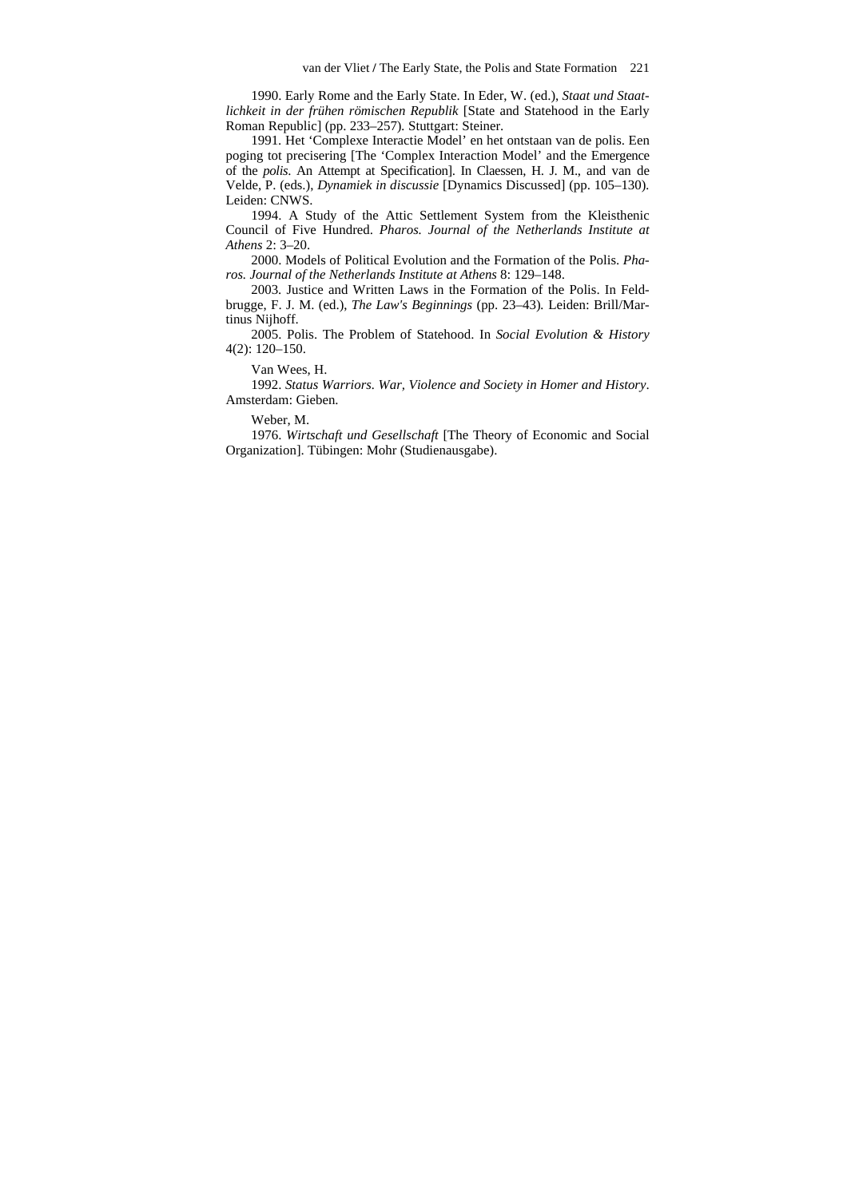1990. Early Rome and the Early State. In Eder, W. (ed.), *Staat und Staatlichkeit in der frühen römischen Republik* [State and Statehood in the Early Roman Republic] (pp. 233–257). Stuttgart: Steiner.

1991. Het 'Complexe Interactie Model' en het ontstaan van de polis. Een poging tot precisering [The 'Complex Interaction Model' and the Emergence of the *polis.* An Attempt at Specification]. In Claessen, H. J. M., and van de Velde, P. (eds.), *Dynamiek in discussie* [Dynamics Discussed] (pp. 105–130). Leiden: CNWS.

1994. A Study of the Attic Settlement System from the Kleisthenic Council of Five Hundred. *Pharos. Journal of the Netherlands Institute at Athens* 2: 3–20.

2000. Models of Political Evolution and the Formation of the Polis. *Pharos. Journal of the Netherlands Institute at Athens* 8: 129–148.

2003. Justice and Written Laws in the Formation of the Polis. In Feldbrugge, F. J. M. (ed.), *The Law's Beginnings* (pp. 23–43)*.* Leiden: Brill/Martinus Nijhoff.

2005. Polis. The Problem of Statehood. In *Social Evolution & History* 4(2): 120–150.

Van Wees, H.

1992. *Status Warriors. War, Violence and Society in Homer and History*. Amsterdam: Gieben.

Weber, M.

1976. *Wirtschaft und Gesellschaft* [The Theory of Economic and Social Organization]. Tübingen: Mohr (Studienausgabe).